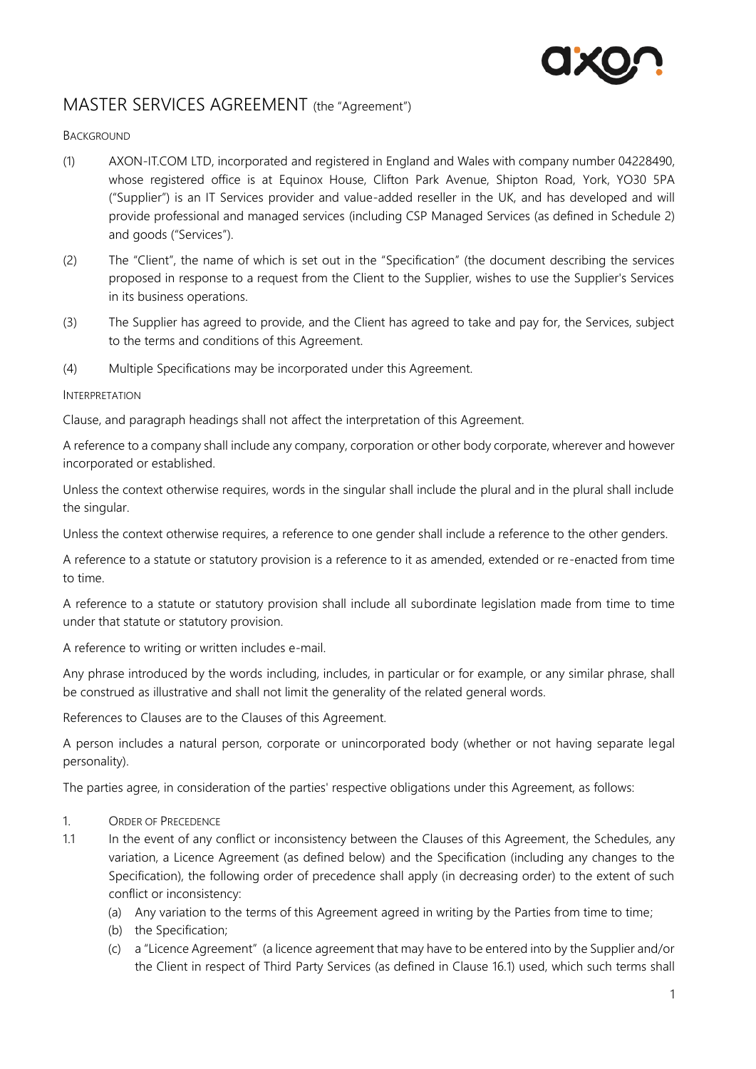# MASTER SERVICES AGREEMENT (the "Agreement")

BACKGROUND

(1) AXON-IT.COM LTD, incorporated and registered in England and Wales with company number 04228490, whose registered office is at Equinox House, Clifton Park Avenue, Shipton Road, York, YO30 5PA ("Supplier") is an IT Services provider and value-added reseller in the UK, and has developed and will provide professional and managed services (including CSP Managed Services (as defined in Schedule 2) and goods ("Services").

(2) The "Client", the name of which is set out in the "Specification" (the document describing the services proposed in response to a request from the Client to the Supplier, wishes to use the Supplier's Services in its business operations.

(3) The Supplier has agreed to provide, and the Client has agreed to take and pay for, the Services, subject to the terms and conditions of this Agreement.

(4) Multiple Specifications may be incorporated under this Agreement.

INTERPRETATION

Clause, and paragraph headings shall not affect the interpretation of this Agreement.

A reference to a company shall include any company, corporation or other body corporate, wherever and however incorporated or established.

Unless the context otherwise requires, words in the singular shall include the plural and in the plural shall include the singular.

Unless the context otherwise requires, a reference to one gender shall include a reference to the other genders.

A reference to a statute or statutory provision is a reference to it as amended, extended or re-enacted from time to time.

A reference to a statute or statutory provision shall include all subordinate legislation made from time to time under that statute or statutory provision.

A reference to writing or written includes e-mail.

Any phrase introduced by the words including, includes, in particular or for example, or any similar phrase, shall be construed as illustrative and shall not limit the generality of the related general words.

References to Clauses are to the Clauses of this Agreement.

A person includes a natural person, corporate or unincorporated body (whether or not having separate legal personality).

The parties agree, in consideration of the parties' respective obligations under this Agreement, as follows:

1. ORDER OF PRECEDENCE

1.1 In the event of any conflict or inconsistency between the Clauses of this Agreement, the Schedules, any variation, a Licence Agreement (as defined below) and the Specification (including any changes to the Specification), the following order of precedence shall apply (in decreasing order) to the extent of such conflict or inconsistency:

(a) Any variation to the terms of this Agreement agreed in writing by the Parties from time to time;

(b) the Specification;

(c) a "Licence Agreement" (a licence agreement that may have to be entered into by the Supplier and/or the Client in respect of Third Party Services (as defined in Clause 16.1) used, which such terms shall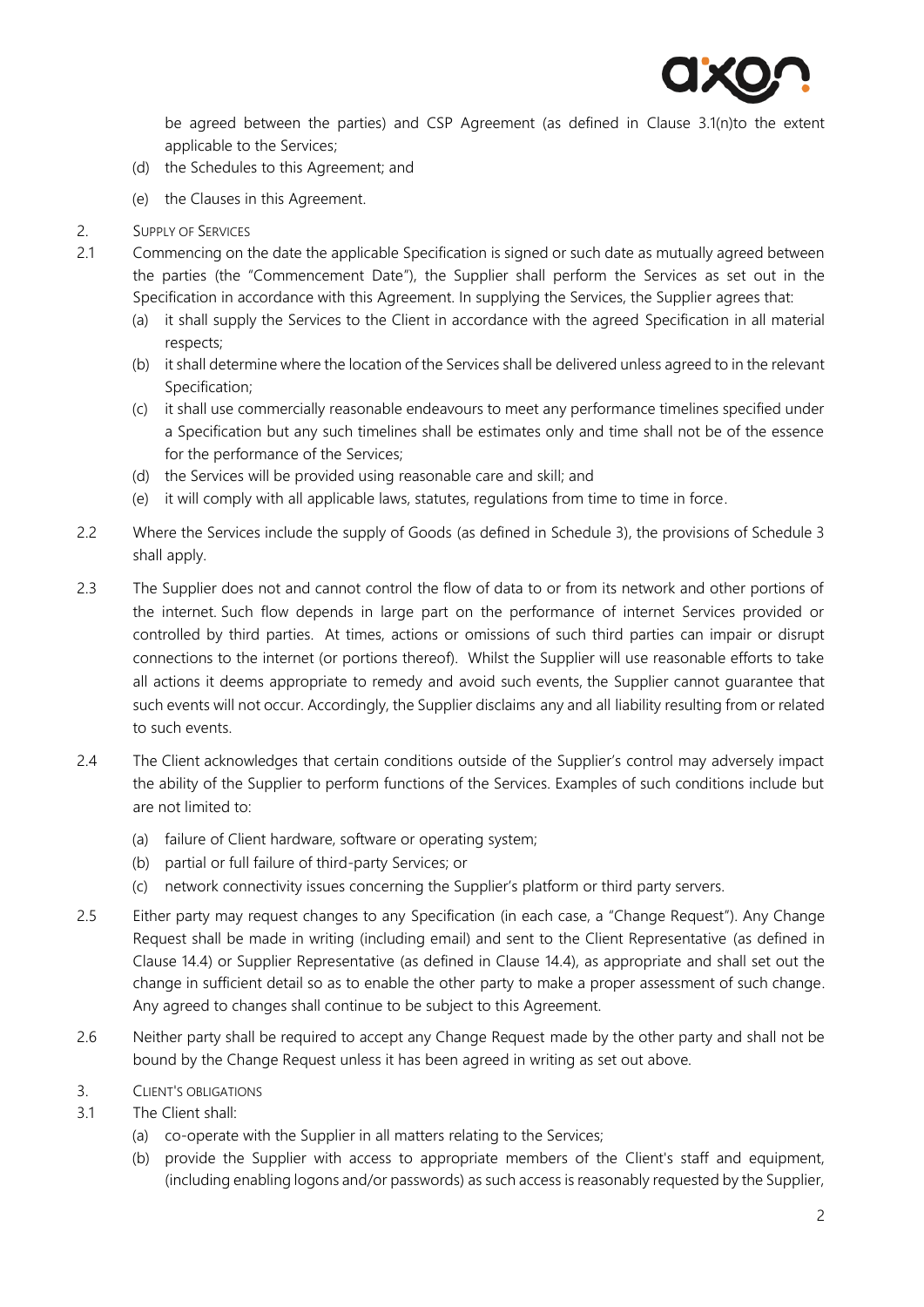be agreed between the parties) and CSP Agreement (as defined in Clause 3.1(n)to the extent applicable to the Services;

(d) the Schedules to this Agreement; and

(e) the Clauses in this Agreement.

2. SUPPLY OF SERVICES

2.1 Commencing on the date the applicable Specification is signed or such date as mutually agreed between the parties (the "Commencement Date"), the Supplier shall perform the Services as set out in the Specification in accordance with this Agreement. In supplying the Services, the Supplier agrees that:

(a) it shall supply the Services to the Client in accordance with the agreed Specification in all material respects;

(b) it shall determine where the location of the Services shall be delivered unless agreed to in the relevant Specification;

(c) it shall use commercially reasonable endeavours to meet any performance timelines specified under a Specification but any such timelines shall be estimates only and time shall not be of the essence for the performance of the Services;

(d) the Services will be provided using reasonable care and skill; and

(e) it will comply with all applicable laws, statutes, regulations from time to time in force.

2.2 Where the Services include the supply of Goods (as defined in Schedule 3), the provisions of Schedule 3 shall apply.

2.3 The Supplier does not and cannot control the flow of data to or from its network and other portions of the internet. Such flow depends in large part on the performance of internet Services provided or controlled by third parties. At times, actions or omissions of such third parties can impair or disrupt connections to the internet (or portions thereof). Whilst the Supplier will use reasonable efforts to take all actions it deems appropriate to remedy and avoid such events, the Supplier cannot guarantee that such events will not occur. Accordingly, the Supplier disclaims any and all liability resulting from or related to such events.

2.4 The Client acknowledges that certain conditions outside of the Supplier's control may adversely impact the ability of the Supplier to perform functions of the Services. Examples of such conditions include but are not limited to:

(a) failure of Client hardware, software or operating system;

(b) partial or full failure of third-party Services; or

(c) network connectivity issues concerning the Supplier's platform or third party servers.

2.5 Either party may request changes to any Specification (in each case, a "Change Request"). Any Change Request shall be made in writing (including email) and sent to the Client Representative (as defined in Clause 14.4) or Supplier Representative (as defined in Clause 14.4), as appropriate and shall set out the change in sufficient detail so as to enable the other party to make a proper assessment of such change. Any agreed to changes shall continue to be subject to this Agreement.

2.6 Neither party shall be required to accept any Change Request made by the other party and shall not be bound by the Change Request unless it has been agreed in writing as set out above.

3. CLIENT'S OBLIGATIONS

3.1 The Client shall:

(a) co-operate with the Supplier in all matters relating to the Services;

(b) provide the Supplier with access to appropriate members of the Client's staff and equipment, (including enabling logons and/or passwords) as such access is reasonably requested by the Supplier,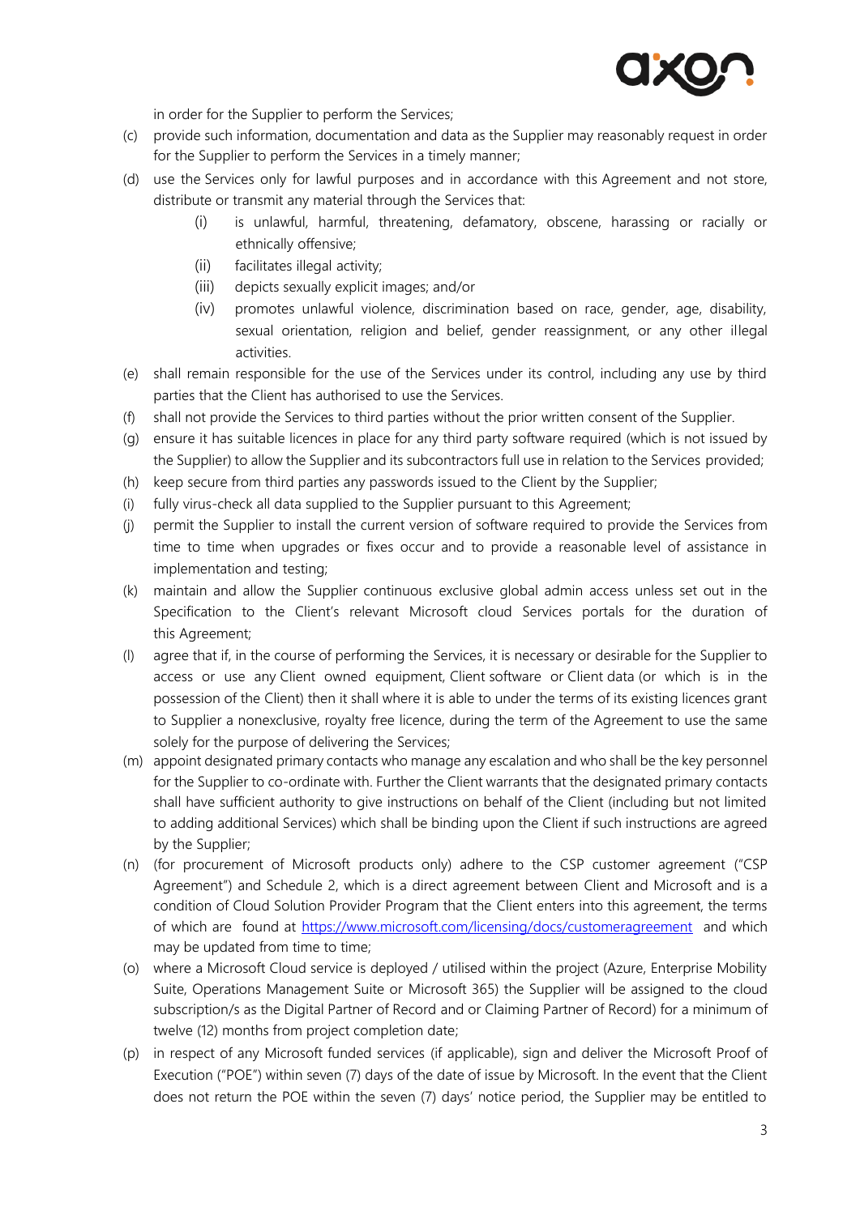in order for the Supplier to perform the Services;

(c) provide such information, documentation and data as the Supplier may reasonably request in order for the Supplier to perform the Services in a timely manner;

(d) use the Services only for lawful purposes and in accordance with this Agreement and not store, distribute or transmit any material through the Services that:

    (i) is unlawful, harmful, threatening, defamatory, obscene, harassing or racially or ethnically offensive;

    (ii) facilitates illegal activity;

    (iii) depicts sexually explicit images; and/or

    (iv) promotes unlawful violence, discrimination based on race, gender, age, disability, sexual orientation, religion and belief, gender reassignment, or any other illegal activities.

(e) shall remain responsible for the use of the Services under its control, including any use by third parties that the Client has authorised to use the Services.

(f) shall not provide the Services to third parties without the prior written consent of the Supplier.

(g) ensure it has suitable licences in place for any third party software required (which is not issued by the Supplier) to allow the Supplier and its subcontractors full use in relation to the Services provided;

(h) keep secure from third parties any passwords issued to the Client by the Supplier;

(i) fully virus-check all data supplied to the Supplier pursuant to this Agreement;

(j) permit the Supplier to install the current version of software required to provide the Services from time to time when upgrades or fixes occur and to provide a reasonable level of assistance in implementation and testing;

(k) maintain and allow the Supplier continuous exclusive global admin access unless set out in the Specification to the Client's relevant Microsoft cloud Services portals for the duration of this Agreement;

(l) agree that if, in the course of performing the Services, it is necessary or desirable for the Supplier to access or use any Client owned equipment, Client software or Client data (or which is in the possession of the Client) then it shall where it is able to under the terms of its existing licences grant to Supplier a nonexclusive, royalty free licence, during the term of the Agreement to use the same solely for the purpose of delivering the Services;

(m) appoint designated primary contacts who manage any escalation and who shall be the key personnel for the Supplier to co-ordinate with. Further the Client warrants that the designated primary contacts shall have sufficient authority to give instructions on behalf of the Client (including but not limited to adding additional Services) which shall be binding upon the Client if such instructions are agreed by the Supplier;

(n) (for procurement of Microsoft products only) adhere to the CSP customer agreement ("CSP Agreement") and Schedule 2, which is a direct agreement between Client and Microsoft and is a condition of Cloud Solution Provider Program that the Client enters into this agreement, the terms of which are found at https://www.microsoft.com/licensing/docs/customeragreement and which may be updated from time to time;

(o) where a Microsoft Cloud service is deployed / utilised within the project (Azure, Enterprise Mobility Suite, Operations Management Suite or Microsoft 365) the Supplier will be assigned to the cloud subscription/s as the Digital Partner of Record and or Claiming Partner of Record) for a minimum of twelve (12) months from project completion date;

(p) in respect of any Microsoft funded services (if applicable), sign and deliver the Microsoft Proof of Execution ("POE") within seven (7) days of the date of issue by Microsoft. In the event that the Client does not return the POE within the seven (7) days' notice period, the Supplier may be entitled to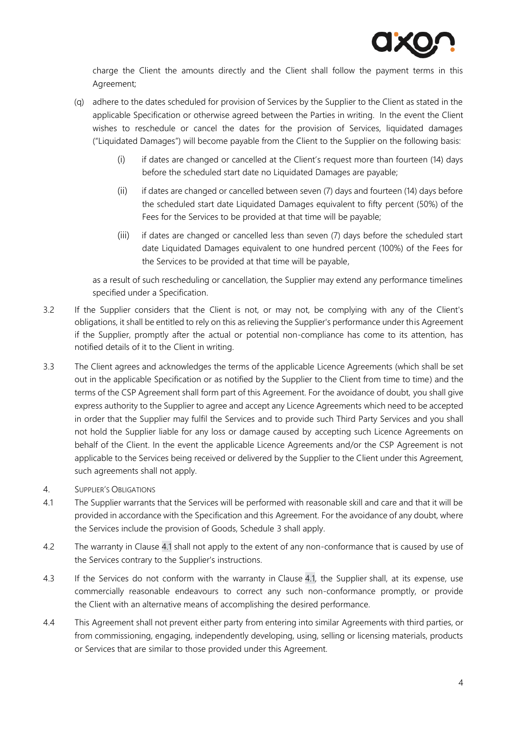charge the Client the amounts directly and the Client shall follow the payment terms in this Agreement;

(q) adhere to the dates scheduled for provision of Services by the Supplier to the Client as stated in the applicable Specification or otherwise agreed between the Parties in writing. In the event the Client wishes to reschedule or cancel the dates for the provision of Services, liquidated damages ("Liquidated Damages") will become payable from the Client to the Supplier on the following basis:

   (i) if dates are changed or cancelled at the Client's request more than fourteen (14) days before the scheduled start date no Liquidated Damages are payable;

   (ii) if dates are changed or cancelled between seven (7) days and fourteen (14) days before the scheduled start date Liquidated Damages equivalent to fifty percent (50%) of the Fees for the Services to be provided at that time will be payable;

   (iii) if dates are changed or cancelled less than seven (7) days before the scheduled start date Liquidated Damages equivalent to one hundred percent (100%) of the Fees for the Services to be provided at that time will be payable,

as a result of such rescheduling or cancellation, the Supplier may extend any performance timelines specified under a Specification.

3.2 If the Supplier considers that the Client is not, or may not, be complying with any of the Client's obligations, it shall be entitled to rely on this as relieving the Supplier's performance under this Agreement if the Supplier, promptly after the actual or potential non-compliance has come to its attention, has notified details of it to the Client in writing.

3.3 The Client agrees and acknowledges the terms of the applicable Licence Agreements (which shall be set out in the applicable Specification or as notified by the Supplier to the Client from time to time) and the terms of the CSP Agreement shall form part of this Agreement. For the avoidance of doubt, you shall give express authority to the Supplier to agree and accept any Licence Agreements which need to be accepted in order that the Supplier may fulfil the Services and to provide such Third Party Services and you shall not hold the Supplier liable for any loss or damage caused by accepting such Licence Agreements on behalf of the Client. In the event the applicable Licence Agreements and/or the CSP Agreement is not applicable to the Services being received or delivered by the Supplier to the Client under this Agreement, such agreements shall not apply.

## 4. SUPPLIER'S OBLIGATIONS

4.1 The Supplier warrants that the Services will be performed with reasonable skill and care and that it will be provided in accordance with the Specification and this Agreement. For the avoidance of any doubt, where the Services include the provision of Goods, Schedule 3 shall apply.

4.2 The warranty in Clause 4.1 shall not apply to the extent of any non-conformance that is caused by use of the Services contrary to the Supplier's instructions.

4.3 If the Services do not conform with the warranty in Clause 4.1, the Supplier shall, at its expense, use commercially reasonable endeavours to correct any such non-conformance promptly, or provide the Client with an alternative means of accomplishing the desired performance.

4.4 This Agreement shall not prevent either party from entering into similar Agreements with third parties, or from commissioning, engaging, independently developing, using, selling or licensing materials, products or Services that are similar to those provided under this Agreement.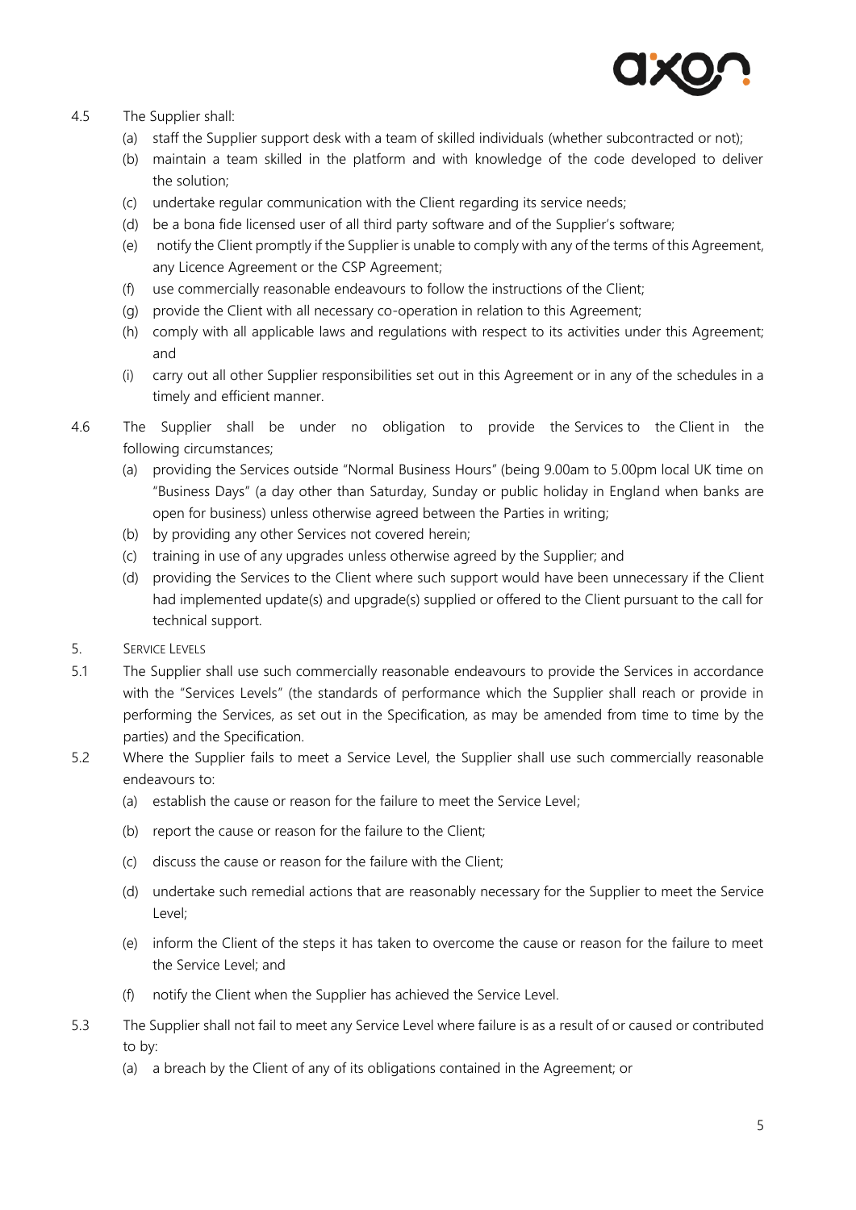4.5 The Supplier shall:

(a) staff the Supplier support desk with a team of skilled individuals (whether subcontracted or not);

(b) maintain a team skilled in the platform and with knowledge of the code developed to deliver the solution;

(c) undertake regular communication with the Client regarding its service needs;

(d) be a bona fide licensed user of all third party software and of the Supplier's software;

(e) notify the Client promptly if the Supplier is unable to comply with any of the terms of this Agreement, any Licence Agreement or the CSP Agreement;

(f) use commercially reasonable endeavours to follow the instructions of the Client;

(g) provide the Client with all necessary co-operation in relation to this Agreement;

(h) comply with all applicable laws and regulations with respect to its activities under this Agreement; and

(i) carry out all other Supplier responsibilities set out in this Agreement or in any of the schedules in a timely and efficient manner.

4.6 The Supplier shall be under no obligation to provide the Services to the Client in the following circumstances;

(a) providing the Services outside "Normal Business Hours" (being 9.00am to 5.00pm local UK time on "Business Days" (a day other than Saturday, Sunday or public holiday in England when banks are open for business) unless otherwise agreed between the Parties in writing;

(b) by providing any other Services not covered herein;

(c) training in use of any upgrades unless otherwise agreed by the Supplier; and

(d) providing the Services to the Client where such support would have been unnecessary if the Client had implemented update(s) and upgrade(s) supplied or offered to the Client pursuant to the call for technical support.

5. SERVICE LEVELS

5.1 The Supplier shall use such commercially reasonable endeavours to provide the Services in accordance with the "Services Levels" (the standards of performance which the Supplier shall reach or provide in performing the Services, as set out in the Specification, as may be amended from time to time by the parties) and the Specification.

5.2 Where the Supplier fails to meet a Service Level, the Supplier shall use such commercially reasonable endeavours to:

(a) establish the cause or reason for the failure to meet the Service Level;

(b) report the cause or reason for the failure to the Client;

(c) discuss the cause or reason for the failure with the Client;

(d) undertake such remedial actions that are reasonably necessary for the Supplier to meet the Service Level;

(e) inform the Client of the steps it has taken to overcome the cause or reason for the failure to meet the Service Level; and

(f) notify the Client when the Supplier has achieved the Service Level.

5.3 The Supplier shall not fail to meet any Service Level where failure is as a result of or caused or contributed to by:

(a) a breach by the Client of any of its obligations contained in the Agreement; or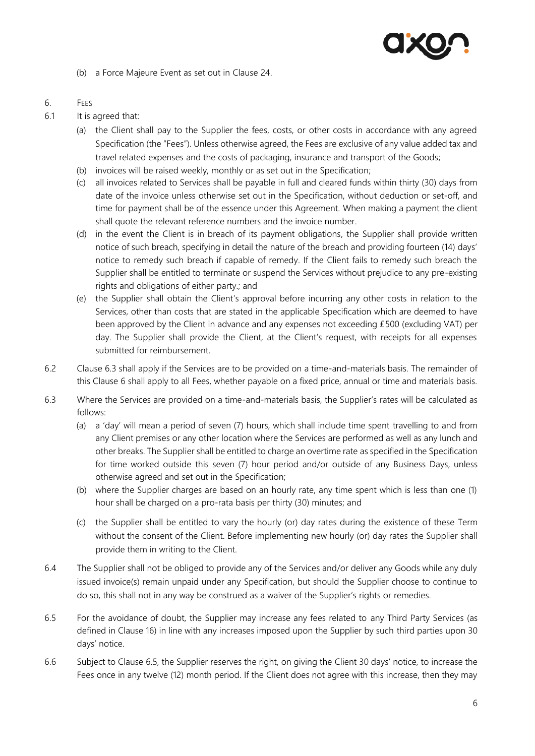(b) a Force Majeure Event as set out in Clause 24.

6. FEES

6.1 It is agreed that:

(a) the Client shall pay to the Supplier the fees, costs, or other costs in accordance with any agreed Specification (the "Fees"). Unless otherwise agreed, the Fees are exclusive of any value added tax and travel related expenses and the costs of packaging, insurance and transport of the Goods;

(b) invoices will be raised weekly, monthly or as set out in the Specification;

(c) all invoices related to Services shall be payable in full and cleared funds within thirty (30) days from date of the invoice unless otherwise set out in the Specification, without deduction or set-off, and time for payment shall be of the essence under this Agreement. When making a payment the client shall quote the relevant reference numbers and the invoice number.

(d) in the event the Client is in breach of its payment obligations, the Supplier shall provide written notice of such breach, specifying in detail the nature of the breach and providing fourteen (14) days' notice to remedy such breach if capable of remedy. If the Client fails to remedy such breach the Supplier shall be entitled to terminate or suspend the Services without prejudice to any pre-existing rights and obligations of either party.; and

(e) the Supplier shall obtain the Client's approval before incurring any other costs in relation to the Services, other than costs that are stated in the applicable Specification which are deemed to have been approved by the Client in advance and any expenses not exceeding £500 (excluding VAT) per day. The Supplier shall provide the Client, at the Client's request, with receipts for all expenses submitted for reimbursement.

6.2 Clause 6.3 shall apply if the Services are to be provided on a time-and-materials basis. The remainder of this Clause 6 shall apply to all Fees, whether payable on a fixed price, annual or time and materials basis.

6.3 Where the Services are provided on a time-and-materials basis, the Supplier's rates will be calculated as follows:

(a) a 'day' will mean a period of seven (7) hours, which shall include time spent travelling to and from any Client premises or any other location where the Services are performed as well as any lunch and other breaks. The Supplier shall be entitled to charge an overtime rate as specified in the Specification for time worked outside this seven (7) hour period and/or outside of any Business Days, unless otherwise agreed and set out in the Specification;

(b) where the Supplier charges are based on an hourly rate, any time spent which is less than one (1) hour shall be charged on a pro-rata basis per thirty (30) minutes; and

(c) the Supplier shall be entitled to vary the hourly (or) day rates during the existence of these Term without the consent of the Client. Before implementing new hourly (or) day rates the Supplier shall provide them in writing to the Client.

6.4 The Supplier shall not be obliged to provide any of the Services and/or deliver any Goods while any duly issued invoice(s) remain unpaid under any Specification, but should the Supplier choose to continue to do so, this shall not in any way be construed as a waiver of the Supplier's rights or remedies.

6.5 For the avoidance of doubt, the Supplier may increase any fees related to any Third Party Services (as defined in Clause 16) in line with any increases imposed upon the Supplier by such third parties upon 30 days' notice.

6.6 Subject to Clause 6.5, the Supplier reserves the right, on giving the Client 30 days' notice, to increase the Fees once in any twelve (12) month period. If the Client does not agree with this increase, then they may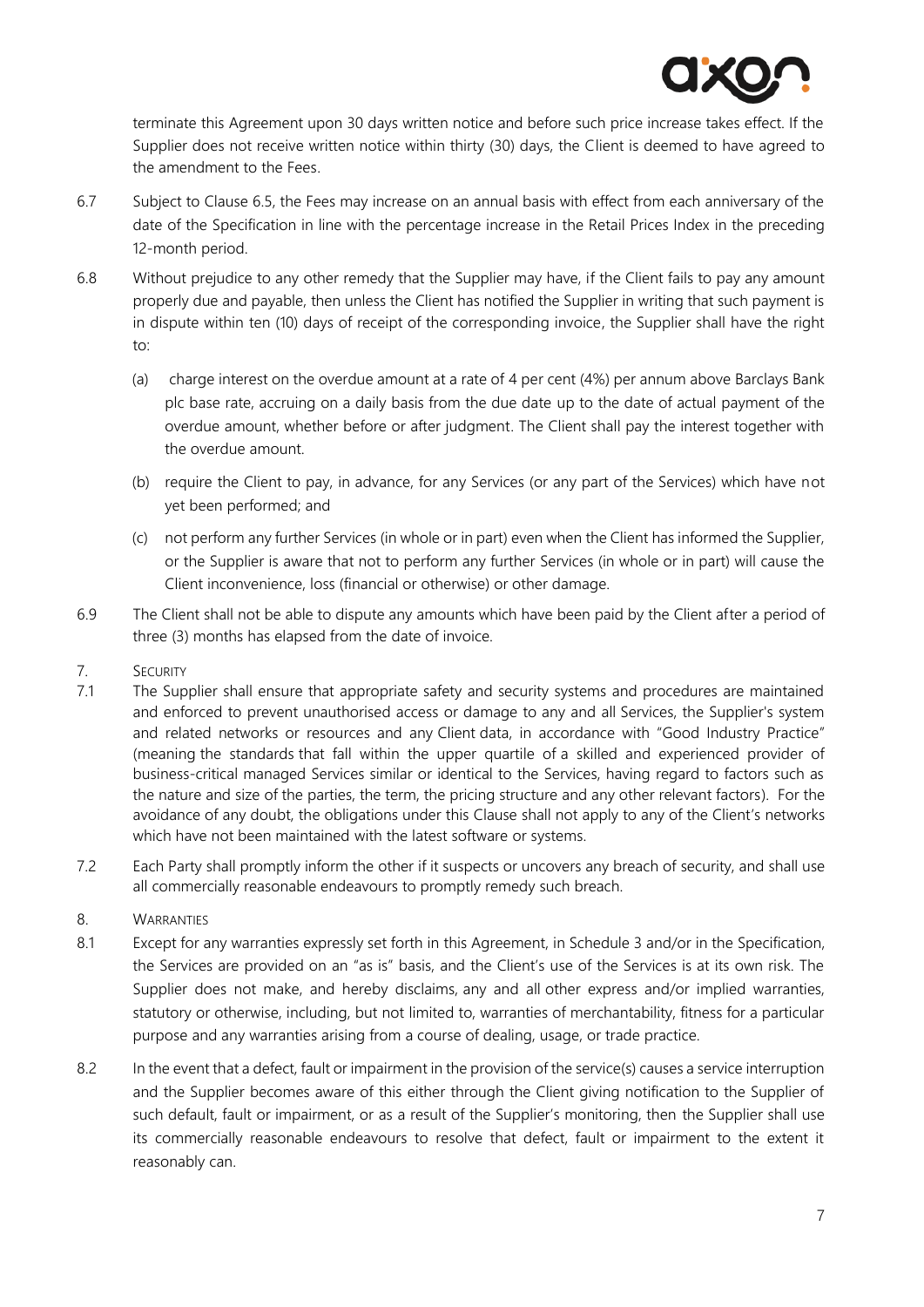terminate this Agreement upon 30 days written notice and before such price increase takes effect. If the Supplier does not receive written notice within thirty (30) days, the Client is deemed to have agreed to the amendment to the Fees.

6.7 Subject to Clause 6.5, the Fees may increase on an annual basis with effect from each anniversary of the date of the Specification in line with the percentage increase in the Retail Prices Index in the preceding 12-month period.

6.8 Without prejudice to any other remedy that the Supplier may have, if the Client fails to pay any amount properly due and payable, then unless the Client has notified the Supplier in writing that such payment is in dispute within ten (10) days of receipt of the corresponding invoice, the Supplier shall have the right to:

(a) charge interest on the overdue amount at a rate of 4 per cent (4%) per annum above Barclays Bank plc base rate, accruing on a daily basis from the due date up to the date of actual payment of the overdue amount, whether before or after judgment. The Client shall pay the interest together with the overdue amount.

(b) require the Client to pay, in advance, for any Services (or any part of the Services) which have not yet been performed; and

(c) not perform any further Services (in whole or in part) even when the Client has informed the Supplier, or the Supplier is aware that not to perform any further Services (in whole or in part) will cause the Client inconvenience, loss (financial or otherwise) or other damage.

6.9 The Client shall not be able to dispute any amounts which have been paid by the Client after a period of three (3) months has elapsed from the date of invoice.

## 7. Security

7.1 The Supplier shall ensure that appropriate safety and security systems and procedures are maintained and enforced to prevent unauthorised access or damage to any and all Services, the Supplier's system and related networks or resources and any Client data, in accordance with "Good Industry Practice" (meaning the standards that fall within the upper quartile of a skilled and experienced provider of business-critical managed Services similar or identical to the Services, having regard to factors such as the nature and size of the parties, the term, the pricing structure and any other relevant factors). For the avoidance of any doubt, the obligations under this Clause shall not apply to any of the Client's networks which have not been maintained with the latest software or systems.

7.2 Each Party shall promptly inform the other if it suspects or uncovers any breach of security, and shall use all commercially reasonable endeavours to promptly remedy such breach.

## 8. Warranties

8.1 Except for any warranties expressly set forth in this Agreement, in Schedule 3 and/or in the Specification, the Services are provided on an "as is" basis, and the Client's use of the Services is at its own risk. The Supplier does not make, and hereby disclaims, any and all other express and/or implied warranties, statutory or otherwise, including, but not limited to, warranties of merchantability, fitness for a particular purpose and any warranties arising from a course of dealing, usage, or trade practice.

8.2 In the event that a defect, fault or impairment in the provision of the service(s) causes a service interruption and the Supplier becomes aware of this either through the Client giving notification to the Supplier of such default, fault or impairment, or as a result of the Supplier's monitoring, then the Supplier shall use its commercially reasonable endeavours to resolve that defect, fault or impairment to the extent it reasonably can.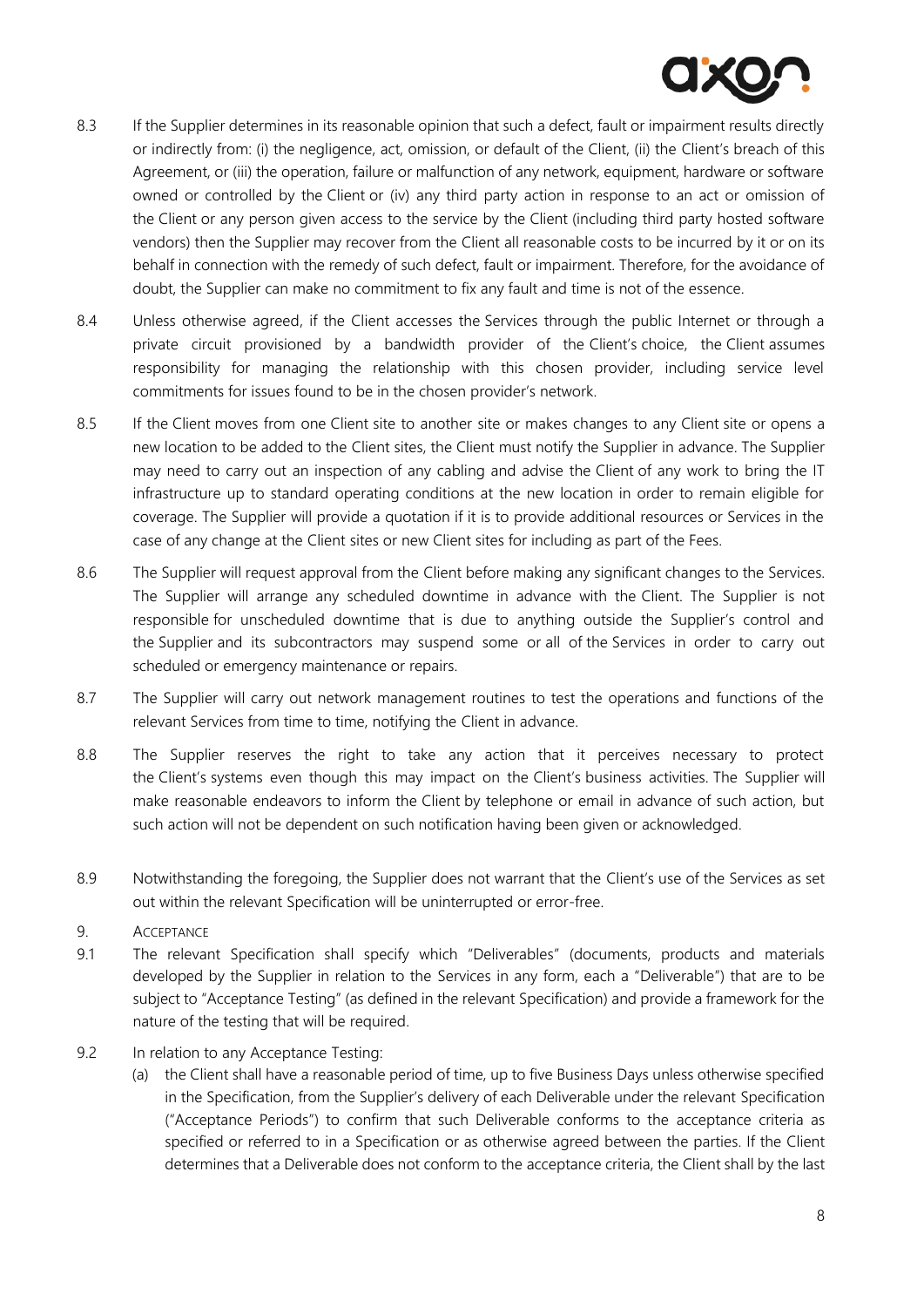8.3 If the Supplier determines in its reasonable opinion that such a defect, fault or impairment results directly or indirectly from: (i) the negligence, act, omission, or default of the Client, (ii) the Client's breach of this Agreement, or (iii) the operation, failure or malfunction of any network, equipment, hardware or software owned or controlled by the Client or (iv) any third party action in response to an act or omission of the Client or any person given access to the service by the Client (including third party hosted software vendors) then the Supplier may recover from the Client all reasonable costs to be incurred by it or on its behalf in connection with the remedy of such defect, fault or impairment. Therefore, for the avoidance of doubt, the Supplier can make no commitment to fix any fault and time is not of the essence.

8.4 Unless otherwise agreed, if the Client accesses the Services through the public Internet or through a private circuit provisioned by a bandwidth provider of the Client's choice, the Client assumes responsibility for managing the relationship with this chosen provider, including service level commitments for issues found to be in the chosen provider's network.

8.5 If the Client moves from one Client site to another site or makes changes to any Client site or opens a new location to be added to the Client sites, the Client must notify the Supplier in advance. The Supplier may need to carry out an inspection of any cabling and advise the Client of any work to bring the IT infrastructure up to standard operating conditions at the new location in order to remain eligible for coverage. The Supplier will provide a quotation if it is to provide additional resources or Services in the case of any change at the Client sites or new Client sites for including as part of the Fees.

8.6 The Supplier will request approval from the Client before making any significant changes to the Services. The Supplier will arrange any scheduled downtime in advance with the Client. The Supplier is not responsible for unscheduled downtime that is due to anything outside the Supplier's control and the Supplier and its subcontractors may suspend some or all of the Services in order to carry out scheduled or emergency maintenance or repairs.

8.7 The Supplier will carry out network management routines to test the operations and functions of the relevant Services from time to time, notifying the Client in advance.

8.8 The Supplier reserves the right to take any action that it perceives necessary to protect the Client's systems even though this may impact on the Client's business activities. The Supplier will make reasonable endeavors to inform the Client by telephone or email in advance of such action, but such action will not be dependent on such notification having been given or acknowledged.

8.9 Notwithstanding the foregoing, the Supplier does not warrant that the Client's use of the Services as set out within the relevant Specification will be uninterrupted or error-free.

## 9. ACCEPTANCE

9.1 The relevant Specification shall specify which "Deliverables" (documents, products and materials developed by the Supplier in relation to the Services in any form, each a "Deliverable") that are to be subject to "Acceptance Testing" (as defined in the relevant Specification) and provide a framework for the nature of the testing that will be required.

9.2 In relation to any Acceptance Testing:

(a) the Client shall have a reasonable period of time, up to five Business Days unless otherwise specified in the Specification, from the Supplier's delivery of each Deliverable under the relevant Specification ("Acceptance Periods") to confirm that such Deliverable conforms to the acceptance criteria as specified or referred to in a Specification or as otherwise agreed between the parties. If the Client determines that a Deliverable does not conform to the acceptance criteria, the Client shall by the last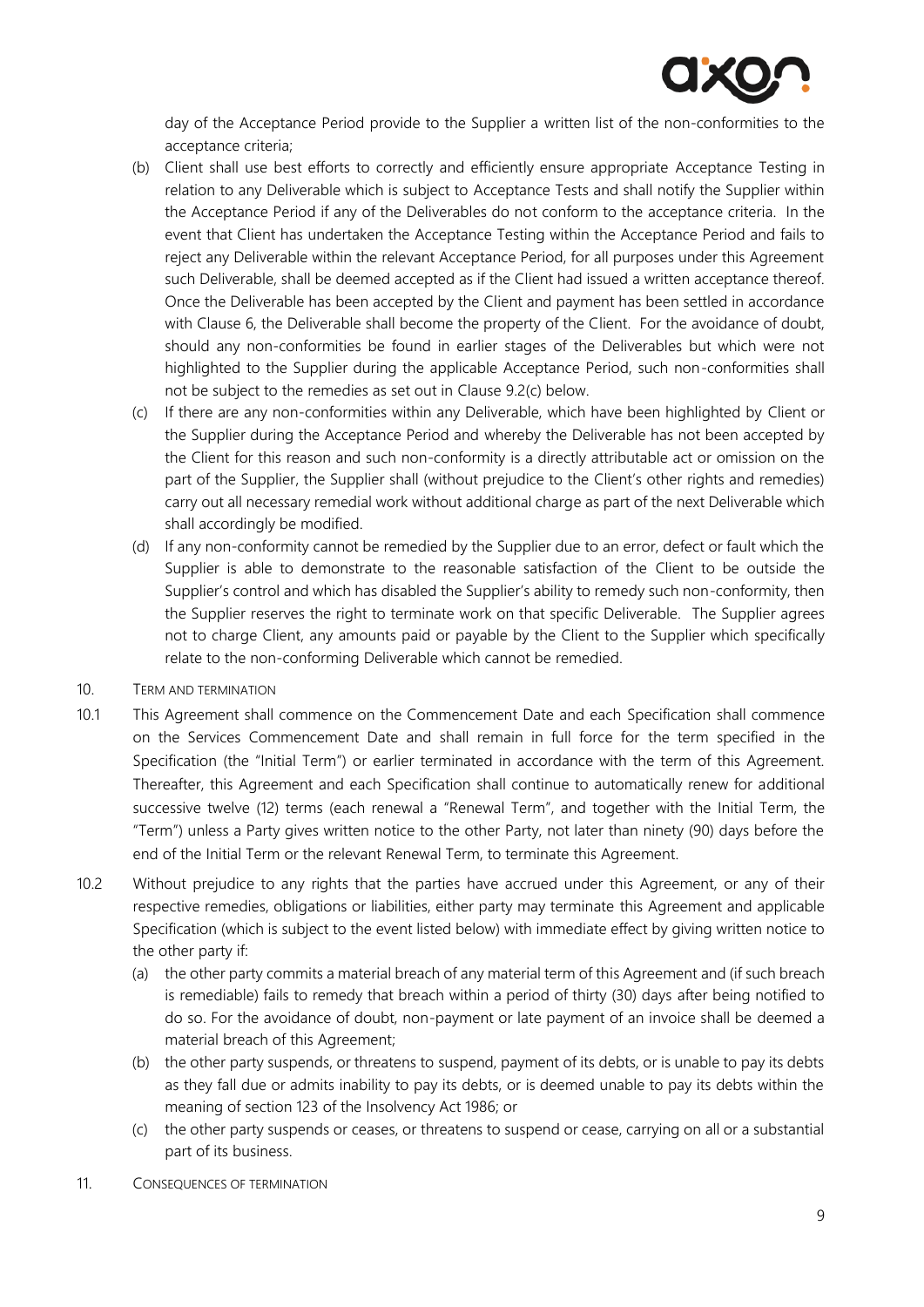day of the Acceptance Period provide to the Supplier a written list of the non-conformities to the acceptance criteria;

(b) Client shall use best efforts to correctly and efficiently ensure appropriate Acceptance Testing in relation to any Deliverable which is subject to Acceptance Tests and shall notify the Supplier within the Acceptance Period if any of the Deliverables do not conform to the acceptance criteria. In the event that Client has undertaken the Acceptance Testing within the Acceptance Period and fails to reject any Deliverable within the relevant Acceptance Period, for all purposes under this Agreement such Deliverable, shall be deemed accepted as if the Client had issued a written acceptance thereof. Once the Deliverable has been accepted by the Client and payment has been settled in accordance with Clause 6, the Deliverable shall become the property of the Client. For the avoidance of doubt, should any non-conformities be found in earlier stages of the Deliverables but which were not highlighted to the Supplier during the applicable Acceptance Period, such non-conformities shall not be subject to the remedies as set out in Clause 9.2(c) below.

(c) If there are any non-conformities within any Deliverable, which have been highlighted by Client or the Supplier during the Acceptance Period and whereby the Deliverable has not been accepted by the Client for this reason and such non-conformity is a directly attributable act or omission on the part of the Supplier, the Supplier shall (without prejudice to the Client's other rights and remedies) carry out all necessary remedial work without additional charge as part of the next Deliverable which shall accordingly be modified.

(d) If any non-conformity cannot be remedied by the Supplier due to an error, defect or fault which the Supplier is able to demonstrate to the reasonable satisfaction of the Client to be outside the Supplier's control and which has disabled the Supplier's ability to remedy such non-conformity, then the Supplier reserves the right to terminate work on that specific Deliverable. The Supplier agrees not to charge Client, any amounts paid or payable by the Client to the Supplier which specifically relate to the non-conforming Deliverable which cannot be remedied.

10. TERM AND TERMINATION

10.1 This Agreement shall commence on the Commencement Date and each Specification shall commence on the Services Commencement Date and shall remain in full force for the term specified in the Specification (the "Initial Term") or earlier terminated in accordance with the term of this Agreement. Thereafter, this Agreement and each Specification shall continue to automatically renew for additional successive twelve (12) terms (each renewal a "Renewal Term", and together with the Initial Term, the "Term") unless a Party gives written notice to the other Party, not later than ninety (90) days before the end of the Initial Term or the relevant Renewal Term, to terminate this Agreement.

10.2 Without prejudice to any rights that the parties have accrued under this Agreement, or any of their respective remedies, obligations or liabilities, either party may terminate this Agreement and applicable Specification (which is subject to the event listed below) with immediate effect by giving written notice to the other party if:

(a) the other party commits a material breach of any material term of this Agreement and (if such breach is remediable) fails to remedy that breach within a period of thirty (30) days after being notified to do so. For the avoidance of doubt, non-payment or late payment of an invoice shall be deemed a material breach of this Agreement;

(b) the other party suspends, or threatens to suspend, payment of its debts, or is unable to pay its debts as they fall due or admits inability to pay its debts, or is deemed unable to pay its debts within the meaning of section 123 of the Insolvency Act 1986; or

(c) the other party suspends or ceases, or threatens to suspend or cease, carrying on all or a substantial part of its business.

11. CONSEQUENCES OF TERMINATION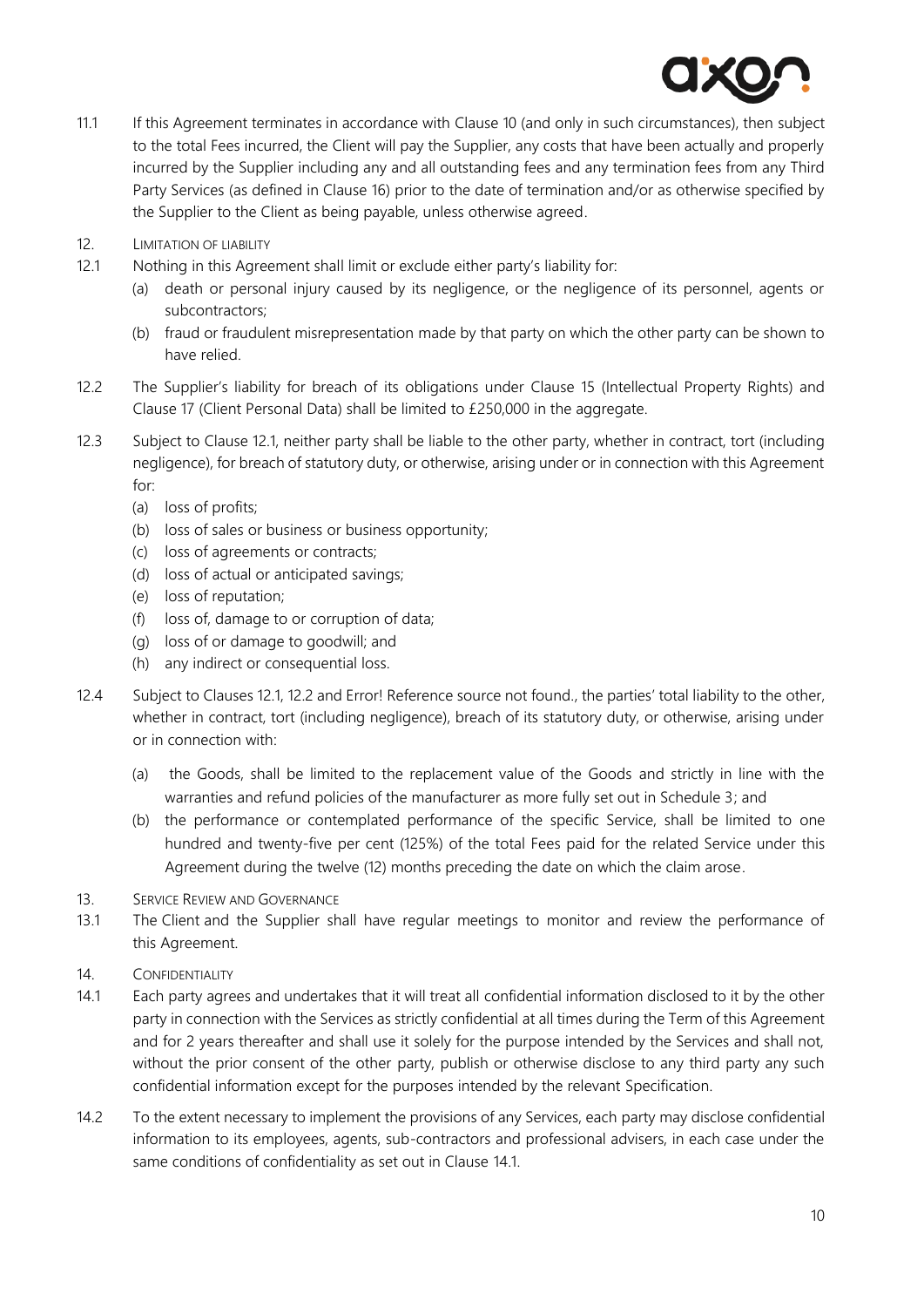11.1 If this Agreement terminates in accordance with Clause 10 (and only in such circumstances), then subject to the total Fees incurred, the Client will pay the Supplier, any costs that have been actually and properly incurred by the Supplier including any and all outstanding fees and any termination fees from any Third Party Services (as defined in Clause 16) prior to the date of termination and/or as otherwise specified by the Supplier to the Client as being payable, unless otherwise agreed.

12. LIMITATION OF LIABILITY

12.1 Nothing in this Agreement shall limit or exclude either party's liability for:

(a) death or personal injury caused by its negligence, or the negligence of its personnel, agents or subcontractors;

(b) fraud or fraudulent misrepresentation made by that party on which the other party can be shown to have relied.

12.2 The Supplier's liability for breach of its obligations under Clause 15 (Intellectual Property Rights) and Clause 17 (Client Personal Data) shall be limited to £250,000 in the aggregate.

12.3 Subject to Clause 12.1, neither party shall be liable to the other party, whether in contract, tort (including negligence), for breach of statutory duty, or otherwise, arising under or in connection with this Agreement for:

(a) loss of profits;

(b) loss of sales or business or business opportunity;

(c) loss of agreements or contracts;

(d) loss of actual or anticipated savings;

(e) loss of reputation;

(f) loss of, damage to or corruption of data;

(g) loss of or damage to goodwill; and

(h) any indirect or consequential loss.

12.4 Subject to Clauses 12.1, 12.2 and Error! Reference source not found., the parties' total liability to the other, whether in contract, tort (including negligence), breach of its statutory duty, or otherwise, arising under or in connection with:

(a) the Goods, shall be limited to the replacement value of the Goods and strictly in line with the warranties and refund policies of the manufacturer as more fully set out in Schedule 3; and

(b) the performance or contemplated performance of the specific Service, shall be limited to one hundred and twenty-five per cent (125%) of the total Fees paid for the related Service under this Agreement during the twelve (12) months preceding the date on which the claim arose.

13. SERVICE REVIEW AND GOVERNANCE

13.1 The Client and the Supplier shall have regular meetings to monitor and review the performance of this Agreement.

14. CONFIDENTIALITY

14.1 Each party agrees and undertakes that it will treat all confidential information disclosed to it by the other party in connection with the Services as strictly confidential at all times during the Term of this Agreement and for 2 years thereafter and shall use it solely for the purpose intended by the Services and shall not, without the prior consent of the other party, publish or otherwise disclose to any third party any such confidential information except for the purposes intended by the relevant Specification.

14.2 To the extent necessary to implement the provisions of any Services, each party may disclose confidential information to its employees, agents, sub-contractors and professional advisers, in each case under the same conditions of confidentiality as set out in Clause 14.1.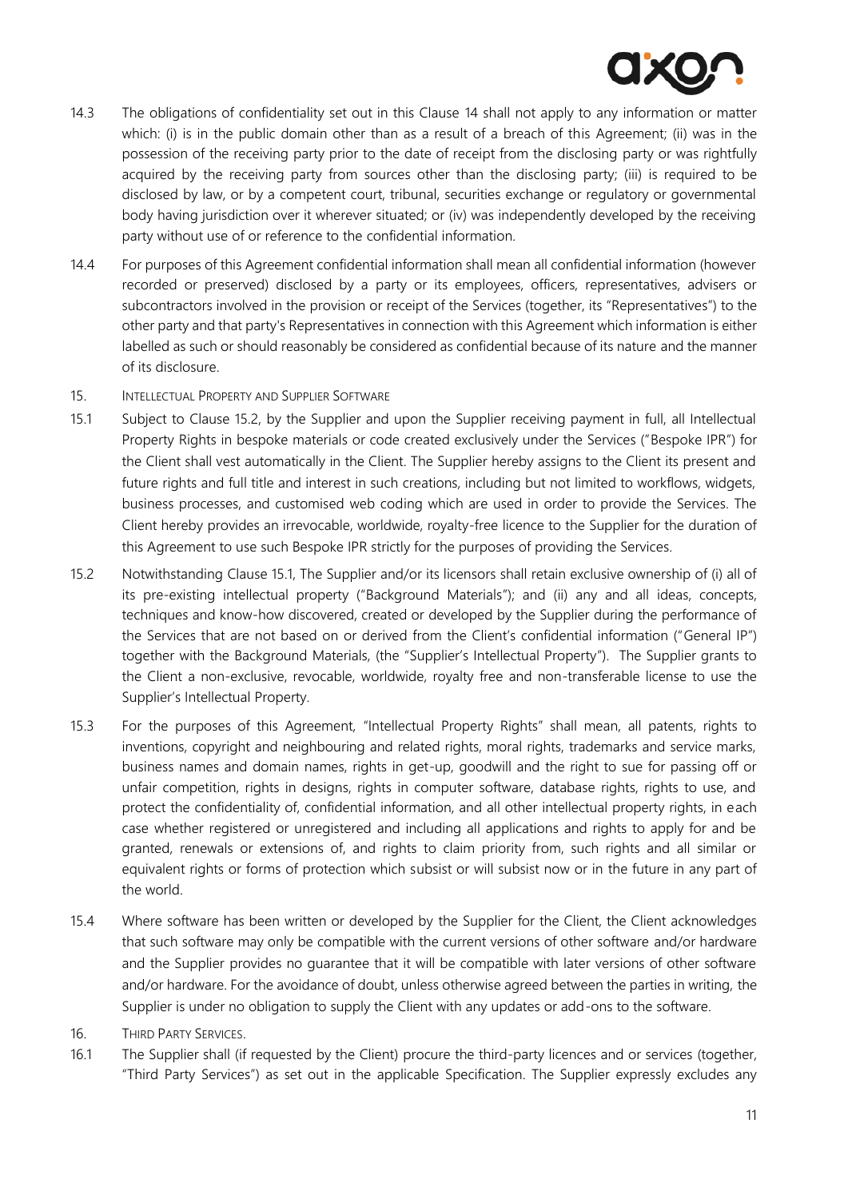14.3 The obligations of confidentiality set out in this Clause 14 shall not apply to any information or matter which: (i) is in the public domain other than as a result of a breach of this Agreement; (ii) was in the possession of the receiving party prior to the date of receipt from the disclosing party or was rightfully acquired by the receiving party from sources other than the disclosing party; (iii) is required to be disclosed by law, or by a competent court, tribunal, securities exchange or regulatory or governmental body having jurisdiction over it wherever situated; or (iv) was independently developed by the receiving party without use of or reference to the confidential information.

14.4 For purposes of this Agreement confidential information shall mean all confidential information (however recorded or preserved) disclosed by a party or its employees, officers, representatives, advisers or subcontractors involved in the provision or receipt of the Services (together, its "Representatives") to the other party and that party's Representatives in connection with this Agreement which information is either labelled as such or should reasonably be considered as confidential because of its nature and the manner of its disclosure.

15. INTELLECTUAL PROPERTY AND SUPPLIER SOFTWARE

15.1 Subject to Clause 15.2, by the Supplier and upon the Supplier receiving payment in full, all Intellectual Property Rights in bespoke materials or code created exclusively under the Services ("Bespoke IPR") for the Client shall vest automatically in the Client. The Supplier hereby assigns to the Client its present and future rights and full title and interest in such creations, including but not limited to workflows, widgets, business processes, and customised web coding which are used in order to provide the Services. The Client hereby provides an irrevocable, worldwide, royalty-free licence to the Supplier for the duration of this Agreement to use such Bespoke IPR strictly for the purposes of providing the Services.

15.2 Notwithstanding Clause 15.1, The Supplier and/or its licensors shall retain exclusive ownership of (i) all of its pre-existing intellectual property ("Background Materials"); and (ii) any and all ideas, concepts, techniques and know-how discovered, created or developed by the Supplier during the performance of the Services that are not based on or derived from the Client's confidential information ("General IP") together with the Background Materials, (the "Supplier's Intellectual Property"). The Supplier grants to the Client a non-exclusive, revocable, worldwide, royalty free and non-transferable license to use the Supplier's Intellectual Property.

15.3 For the purposes of this Agreement, "Intellectual Property Rights" shall mean, all patents, rights to inventions, copyright and neighbouring and related rights, moral rights, trademarks and service marks, business names and domain names, rights in get-up, goodwill and the right to sue for passing off or unfair competition, rights in designs, rights in computer software, database rights, rights to use, and protect the confidentiality of, confidential information, and all other intellectual property rights, in each case whether registered or unregistered and including all applications and rights to apply for and be granted, renewals or extensions of, and rights to claim priority from, such rights and all similar or equivalent rights or forms of protection which subsist or will subsist now or in the future in any part of the world.

15.4 Where software has been written or developed by the Supplier for the Client, the Client acknowledges that such software may only be compatible with the current versions of other software and/or hardware and the Supplier provides no guarantee that it will be compatible with later versions of other software and/or hardware. For the avoidance of doubt, unless otherwise agreed between the parties in writing, the Supplier is under no obligation to supply the Client with any updates or add-ons to the software.

16. THIRD PARTY SERVICES.

16.1 The Supplier shall (if requested by the Client) procure the third-party licences and or services (together, "Third Party Services") as set out in the applicable Specification. The Supplier expressly excludes any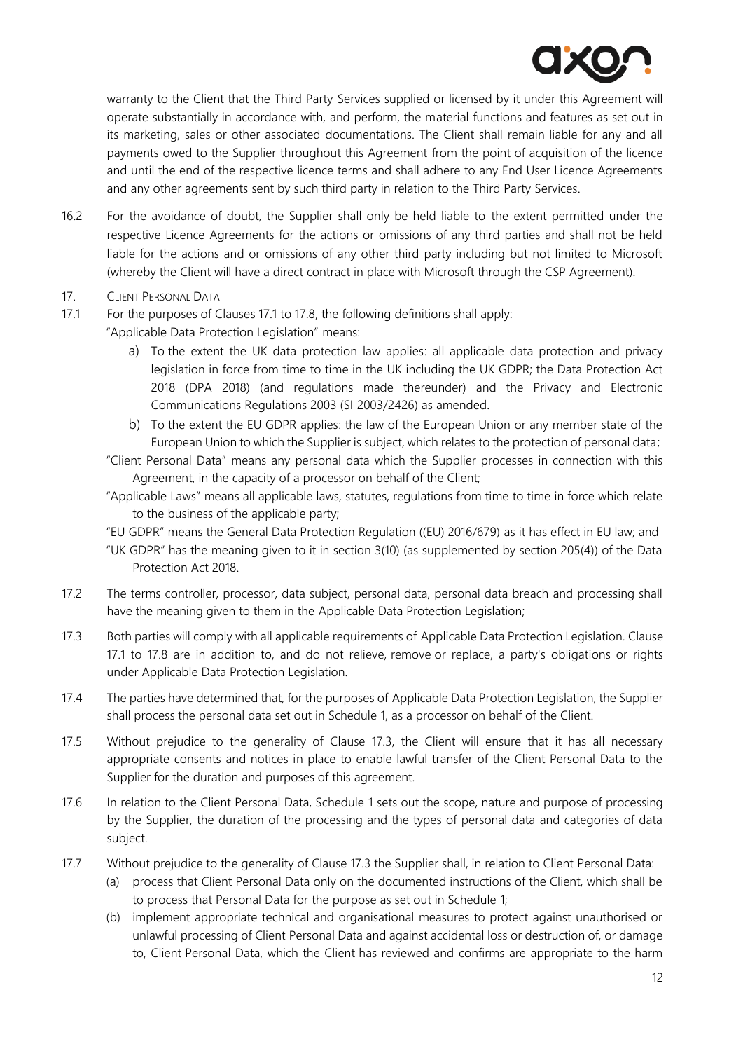warranty to the Client that the Third Party Services supplied or licensed by it under this Agreement will operate substantially in accordance with, and perform, the material functions and features as set out in its marketing, sales or other associated documentations. The Client shall remain liable for any and all payments owed to the Supplier throughout this Agreement from the point of acquisition of the licence and until the end of the respective licence terms and shall adhere to any End User Licence Agreements and any other agreements sent by such third party in relation to the Third Party Services.

16.2 For the avoidance of doubt, the Supplier shall only be held liable to the extent permitted under the respective Licence Agreements for the actions or omissions of any third parties and shall not be held liable for the actions and or omissions of any other third party including but not limited to Microsoft (whereby the Client will have a direct contract in place with Microsoft through the CSP Agreement).

17. CLIENT PERSONAL DATA

17.1 For the purposes of Clauses 17.1 to 17.8, the following definitions shall apply:

"Applicable Data Protection Legislation" means:

a) To the extent the UK data protection law applies: all applicable data protection and privacy legislation in force from time to time in the UK including the UK GDPR; the Data Protection Act 2018 (DPA 2018) (and regulations made thereunder) and the Privacy and Electronic Communications Regulations 2003 (SI 2003/2426) as amended.

b) To the extent the EU GDPR applies: the law of the European Union or any member state of the European Union to which the Supplier is subject, which relates to the protection of personal data;

"Client Personal Data" means any personal data which the Supplier processes in connection with this Agreement, in the capacity of a processor on behalf of the Client;

"Applicable Laws" means all applicable laws, statutes, regulations from time to time in force which relate to the business of the applicable party;

"EU GDPR" means the General Data Protection Regulation ((EU) 2016/679) as it has effect in EU law; and

"UK GDPR" has the meaning given to it in section 3(10) (as supplemented by section 205(4)) of the Data Protection Act 2018.

17.2 The terms controller, processor, data subject, personal data, personal data breach and processing shall have the meaning given to them in the Applicable Data Protection Legislation;

17.3 Both parties will comply with all applicable requirements of Applicable Data Protection Legislation. Clause 17.1 to 17.8 are in addition to, and do not relieve, remove or replace, a party's obligations or rights under Applicable Data Protection Legislation.

17.4 The parties have determined that, for the purposes of Applicable Data Protection Legislation, the Supplier shall process the personal data set out in Schedule 1, as a processor on behalf of the Client.

17.5 Without prejudice to the generality of Clause 17.3, the Client will ensure that it has all necessary appropriate consents and notices in place to enable lawful transfer of the Client Personal Data to the Supplier for the duration and purposes of this agreement.

17.6 In relation to the Client Personal Data, Schedule 1 sets out the scope, nature and purpose of processing by the Supplier, the duration of the processing and the types of personal data and categories of data subject.

17.7 Without prejudice to the generality of Clause 17.3 the Supplier shall, in relation to Client Personal Data:

(a) process that Client Personal Data only on the documented instructions of the Client, which shall be to process that Personal Data for the purpose as set out in Schedule 1;

(b) implement appropriate technical and organisational measures to protect against unauthorised or unlawful processing of Client Personal Data and against accidental loss or destruction of, or damage to, Client Personal Data, which the Client has reviewed and confirms are appropriate to the harm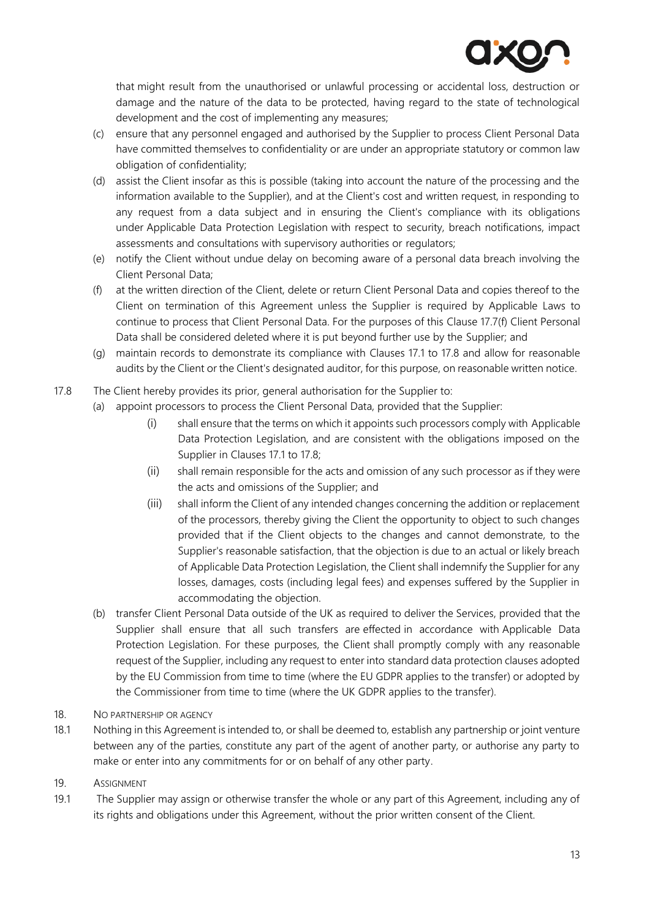that might result from the unauthorised or unlawful processing or accidental loss, destruction or damage and the nature of the data to be protected, having regard to the state of technological development and the cost of implementing any measures;

(c) ensure that any personnel engaged and authorised by the Supplier to process Client Personal Data have committed themselves to confidentiality or are under an appropriate statutory or common law obligation of confidentiality;

(d) assist the Client insofar as this is possible (taking into account the nature of the processing and the information available to the Supplier), and at the Client's cost and written request, in responding to any request from a data subject and in ensuring the Client's compliance with its obligations under Applicable Data Protection Legislation with respect to security, breach notifications, impact assessments and consultations with supervisory authorities or regulators;

(e) notify the Client without undue delay on becoming aware of a personal data breach involving the Client Personal Data;

(f) at the written direction of the Client, delete or return Client Personal Data and copies thereof to the Client on termination of this Agreement unless the Supplier is required by Applicable Laws to continue to process that Client Personal Data. For the purposes of this Clause 17.7(f) Client Personal Data shall be considered deleted where it is put beyond further use by the Supplier; and

(g) maintain records to demonstrate its compliance with Clauses 17.1 to 17.8 and allow for reasonable audits by the Client or the Client's designated auditor, for this purpose, on reasonable written notice.

17.8 The Client hereby provides its prior, general authorisation for the Supplier to:

(a) appoint processors to process the Client Personal Data, provided that the Supplier:

(i) shall ensure that the terms on which it appoints such processors comply with Applicable Data Protection Legislation, and are consistent with the obligations imposed on the Supplier in Clauses 17.1 to 17.8;

(ii) shall remain responsible for the acts and omission of any such processor as if they were the acts and omissions of the Supplier; and

(iii) shall inform the Client of any intended changes concerning the addition or replacement of the processors, thereby giving the Client the opportunity to object to such changes provided that if the Client objects to the changes and cannot demonstrate, to the Supplier's reasonable satisfaction, that the objection is due to an actual or likely breach of Applicable Data Protection Legislation, the Client shall indemnify the Supplier for any losses, damages, costs (including legal fees) and expenses suffered by the Supplier in accommodating the objection.

(b) transfer Client Personal Data outside of the UK as required to deliver the Services, provided that the Supplier shall ensure that all such transfers are effected in accordance with Applicable Data Protection Legislation. For these purposes, the Client shall promptly comply with any reasonable request of the Supplier, including any request to enter into standard data protection clauses adopted by the EU Commission from time to time (where the EU GDPR applies to the transfer) or adopted by the Commissioner from time to time (where the UK GDPR applies to the transfer).

## 18. NO PARTNERSHIP OR AGENCY

18.1 Nothing in this Agreement is intended to, or shall be deemed to, establish any partnership or joint venture between any of the parties, constitute any part of the agent of another party, or authorise any party to make or enter into any commitments for or on behalf of any other party.

## 19. ASSIGNMENT

19.1 The Supplier may assign or otherwise transfer the whole or any part of this Agreement, including any of its rights and obligations under this Agreement, without the prior written consent of the Client.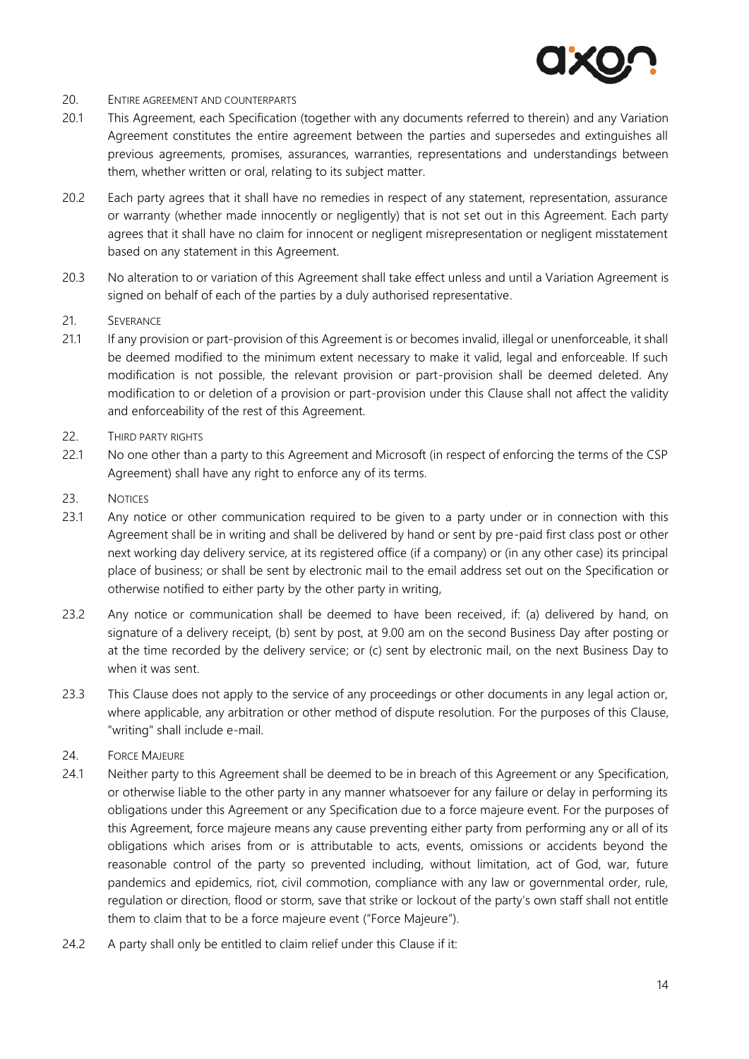## 20. ENTIRE AGREEMENT AND COUNTERPARTS

20.1 This Agreement, each Specification (together with any documents referred to therein) and any Variation Agreement constitutes the entire agreement between the parties and supersedes and extinguishes all previous agreements, promises, assurances, warranties, representations and understandings between them, whether written or oral, relating to its subject matter.

20.2 Each party agrees that it shall have no remedies in respect of any statement, representation, assurance or warranty (whether made innocently or negligently) that is not set out in this Agreement. Each party agrees that it shall have no claim for innocent or negligent misrepresentation or negligent misstatement based on any statement in this Agreement.

20.3 No alteration to or variation of this Agreement shall take effect unless and until a Variation Agreement is signed on behalf of each of the parties by a duly authorised representative.

## 21. SEVERANCE

21.1 If any provision or part-provision of this Agreement is or becomes invalid, illegal or unenforceable, it shall be deemed modified to the minimum extent necessary to make it valid, legal and enforceable. If such modification is not possible, the relevant provision or part-provision shall be deemed deleted. Any modification to or deletion of a provision or part-provision under this Clause shall not affect the validity and enforceability of the rest of this Agreement.

## 22. THIRD PARTY RIGHTS

22.1 No one other than a party to this Agreement and Microsoft (in respect of enforcing the terms of the CSP Agreement) shall have any right to enforce any of its terms.

## 23. NOTICES

23.1 Any notice or other communication required to be given to a party under or in connection with this Agreement shall be in writing and shall be delivered by hand or sent by pre-paid first class post or other next working day delivery service, at its registered office (if a company) or (in any other case) its principal place of business; or shall be sent by electronic mail to the email address set out on the Specification or otherwise notified to either party by the other party in writing,

23.2 Any notice or communication shall be deemed to have been received, if: (a) delivered by hand, on signature of a delivery receipt, (b) sent by post, at 9.00 am on the second Business Day after posting or at the time recorded by the delivery service; or (c) sent by electronic mail, on the next Business Day to when it was sent.

23.3 This Clause does not apply to the service of any proceedings or other documents in any legal action or, where applicable, any arbitration or other method of dispute resolution. For the purposes of this Clause, "writing" shall include e-mail.

## 24. FORCE MAJEURE

24.1 Neither party to this Agreement shall be deemed to be in breach of this Agreement or any Specification, or otherwise liable to the other party in any manner whatsoever for any failure or delay in performing its obligations under this Agreement or any Specification due to a force majeure event. For the purposes of this Agreement, force majeure means any cause preventing either party from performing any or all of its obligations which arises from or is attributable to acts, events, omissions or accidents beyond the reasonable control of the party so prevented including, without limitation, act of God, war, future pandemics and epidemics, riot, civil commotion, compliance with any law or governmental order, rule, regulation or direction, flood or storm, save that strike or lockout of the party's own staff shall not entitle them to claim that to be a force majeure event ("Force Majeure").

24.2 A party shall only be entitled to claim relief under this Clause if it: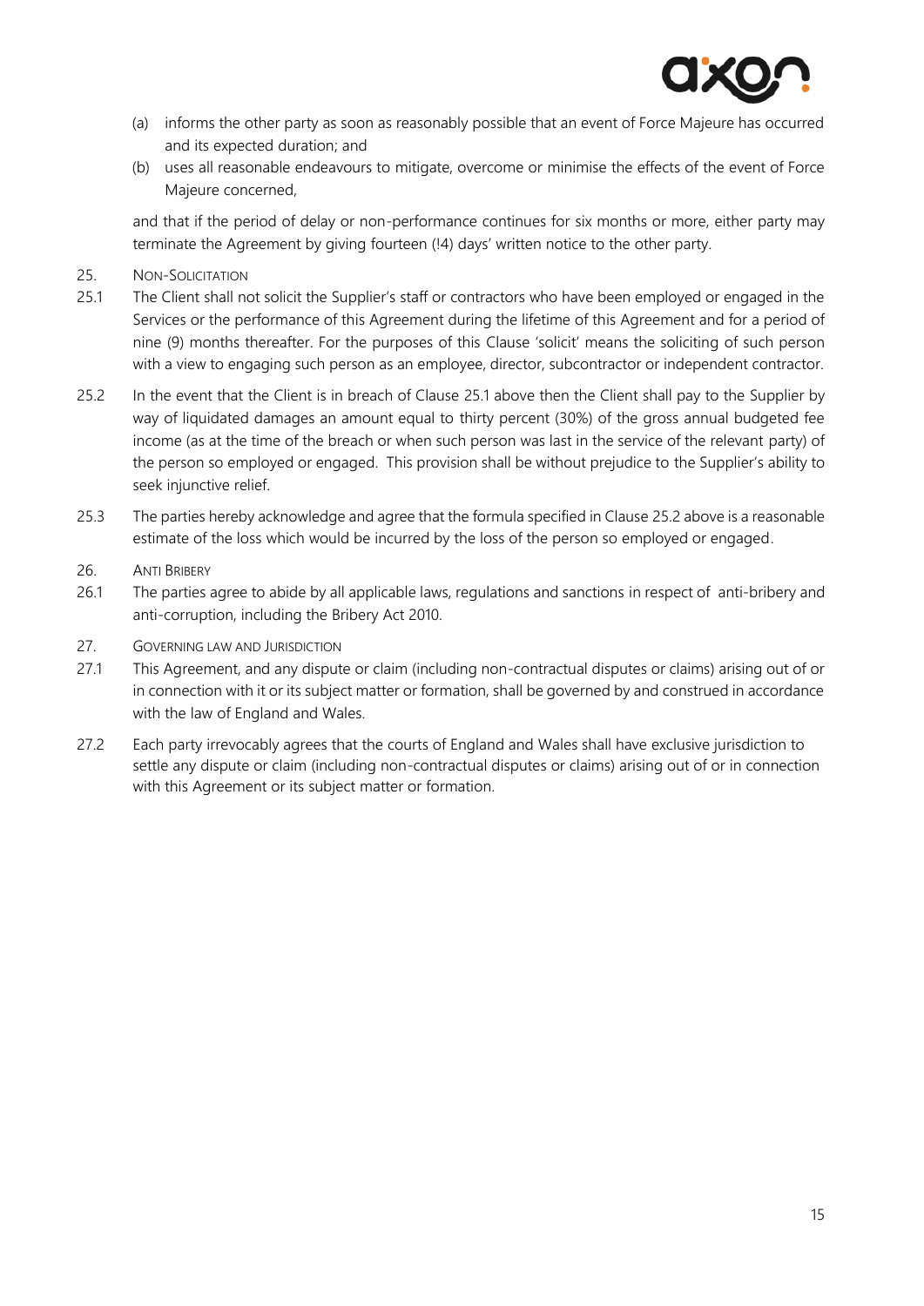(a) informs the other party as soon as reasonably possible that an event of Force Majeure has occurred and its expected duration; and

(b) uses all reasonable endeavours to mitigate, overcome or minimise the effects of the event of Force Majeure concerned,

and that if the period of delay or non-performance continues for six months or more, either party may terminate the Agreement by giving fourteen (!4) days' written notice to the other party.

25. NON-SOLICITATION

25.1 The Client shall not solicit the Supplier's staff or contractors who have been employed or engaged in the Services or the performance of this Agreement during the lifetime of this Agreement and for a period of nine (9) months thereafter. For the purposes of this Clause 'solicit' means the soliciting of such person with a view to engaging such person as an employee, director, subcontractor or independent contractor.

25.2 In the event that the Client is in breach of Clause 25.1 above then the Client shall pay to the Supplier by way of liquidated damages an amount equal to thirty percent (30%) of the gross annual budgeted fee income (as at the time of the breach or when such person was last in the service of the relevant party) of the person so employed or engaged. This provision shall be without prejudice to the Supplier's ability to seek injunctive relief.

25.3 The parties hereby acknowledge and agree that the formula specified in Clause 25.2 above is a reasonable estimate of the loss which would be incurred by the loss of the person so employed or engaged.

26. ANTI BRIBERY

26.1 The parties agree to abide by all applicable laws, regulations and sanctions in respect of anti-bribery and anti-corruption, including the Bribery Act 2010.

27. GOVERNING LAW AND JURISDICTION

27.1 This Agreement, and any dispute or claim (including non-contractual disputes or claims) arising out of or in connection with it or its subject matter or formation, shall be governed by and construed in accordance with the law of England and Wales.

27.2 Each party irrevocably agrees that the courts of England and Wales shall have exclusive jurisdiction to settle any dispute or claim (including non-contractual disputes or claims) arising out of or in connection with this Agreement or its subject matter or formation.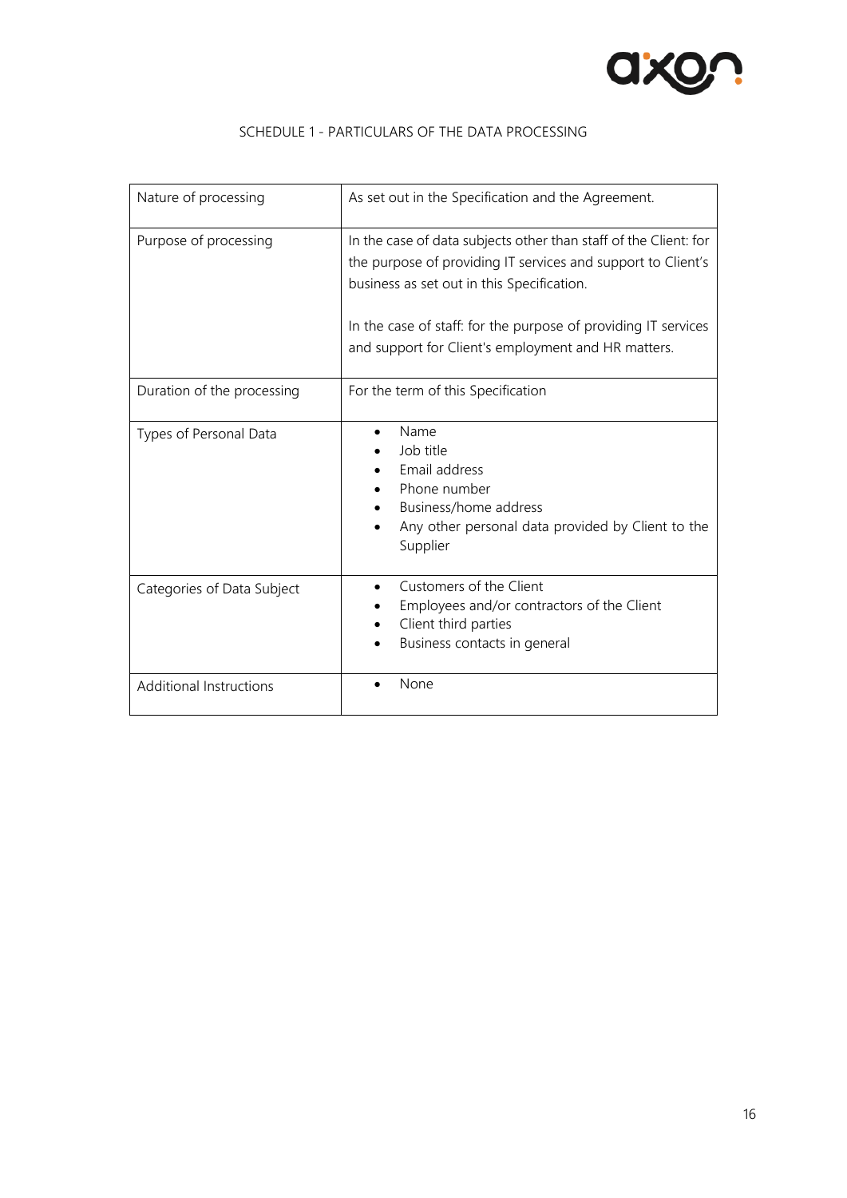## SCHEDULE 1 - PARTICULARS OF THE DATA PROCESSING

| | |
|---|---|
| Nature of processing | As set out in the Specification and the Agreement. |
| Purpose of processing | In the case of data subjects other than staff of the Client: for the purpose of providing IT services and support to Client's business as set out in this Specification.<br><br>In the case of staff: for the purpose of providing IT services and support for Client's employment and HR matters. |
| Duration of the processing | For the term of this Specification |
| Types of Personal Data | • Name<br>• Job title<br>• Email address<br>• Phone number<br>• Business/home address<br>• Any other personal data provided by Client to the Supplier |
| Categories of Data Subject | • Customers of the Client<br>• Employees and/or contractors of the Client<br>• Client third parties<br>• Business contacts in general |
| Additional Instructions | • None |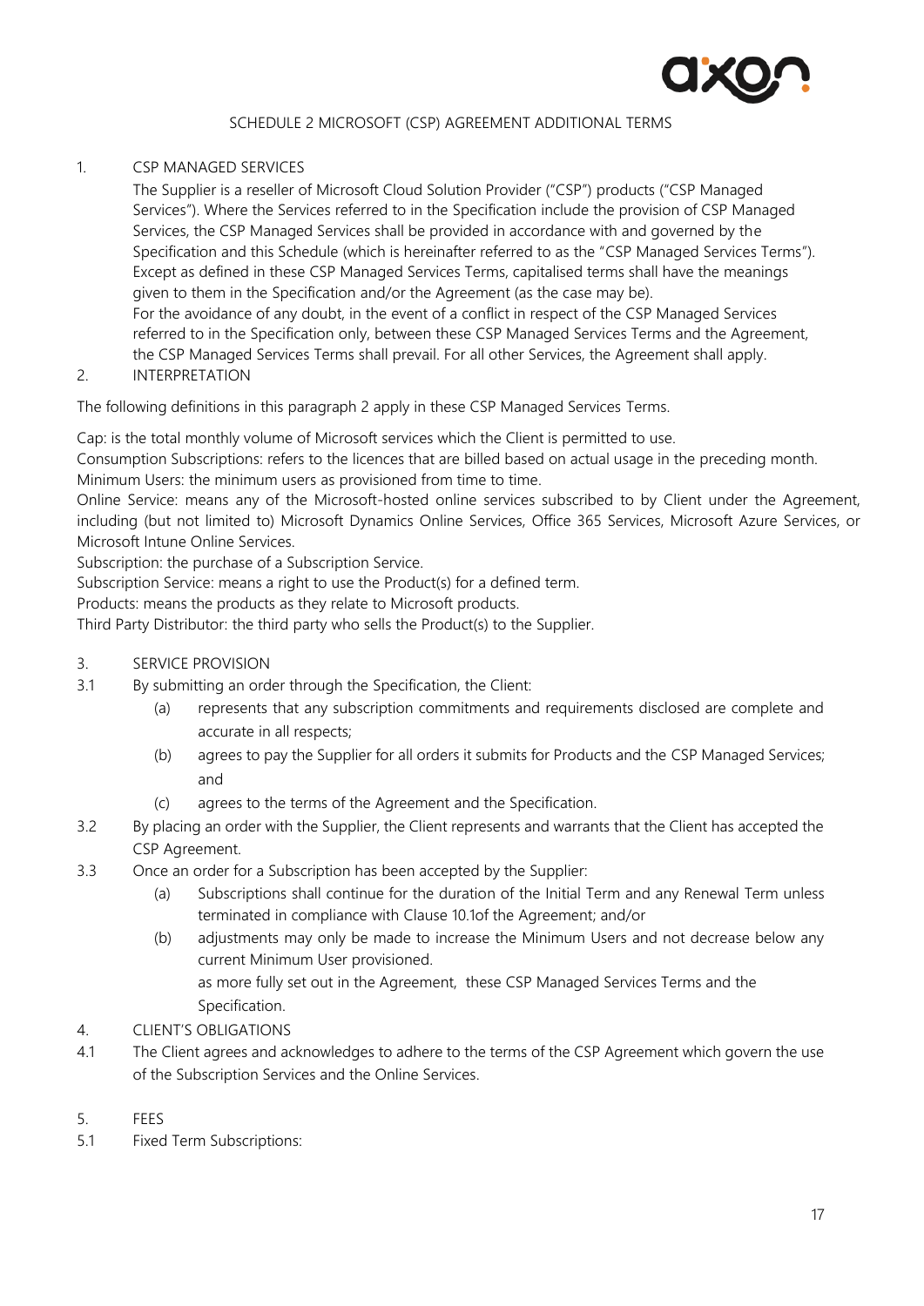SCHEDULE 2 MICROSOFT (CSP) AGREEMENT ADDITIONAL TERMS

1. CSP MANAGED SERVICES

The Supplier is a reseller of Microsoft Cloud Solution Provider ("CSP") products ("CSP Managed Services"). Where the Services referred to in the Specification include the provision of CSP Managed Services, the CSP Managed Services shall be provided in accordance with and governed by the Specification and this Schedule (which is hereinafter referred to as the "CSP Managed Services Terms"). Except as defined in these CSP Managed Services Terms, capitalised terms shall have the meanings given to them in the Specification and/or the Agreement (as the case may be).

For the avoidance of any doubt, in the event of a conflict in respect of the CSP Managed Services referred to in the Specification only, between these CSP Managed Services Terms and the Agreement, the CSP Managed Services Terms shall prevail. For all other Services, the Agreement shall apply.

2. INTERPRETATION

The following definitions in this paragraph 2 apply in these CSP Managed Services Terms.

Cap: is the total monthly volume of Microsoft services which the Client is permitted to use.

Consumption Subscriptions: refers to the licences that are billed based on actual usage in the preceding month.

Minimum Users: the minimum users as provisioned from time to time.

Online Service: means any of the Microsoft-hosted online services subscribed to by Client under the Agreement, including (but not limited to) Microsoft Dynamics Online Services, Office 365 Services, Microsoft Azure Services, or Microsoft Intune Online Services.

Subscription: the purchase of a Subscription Service.

Subscription Service: means a right to use the Product(s) for a defined term.

Products: means the products as they relate to Microsoft products.

Third Party Distributor: the third party who sells the Product(s) to the Supplier.

3. SERVICE PROVISION

3.1 By submitting an order through the Specification, the Client:

(a) represents that any subscription commitments and requirements disclosed are complete and accurate in all respects;

(b) agrees to pay the Supplier for all orders it submits for Products and the CSP Managed Services; and

(c) agrees to the terms of the Agreement and the Specification.

3.2 By placing an order with the Supplier, the Client represents and warrants that the Client has accepted the CSP Agreement.

3.3 Once an order for a Subscription has been accepted by the Supplier:

(a) Subscriptions shall continue for the duration of the Initial Term and any Renewal Term unless terminated in compliance with Clause 10.1of the Agreement; and/or

(b) adjustments may only be made to increase the Minimum Users and not decrease below any current Minimum User provisioned.

as more fully set out in the Agreement, these CSP Managed Services Terms and the Specification.

4. CLIENT'S OBLIGATIONS

4.1 The Client agrees and acknowledges to adhere to the terms of the CSP Agreement which govern the use of the Subscription Services and the Online Services.

5. FEES

5.1 Fixed Term Subscriptions: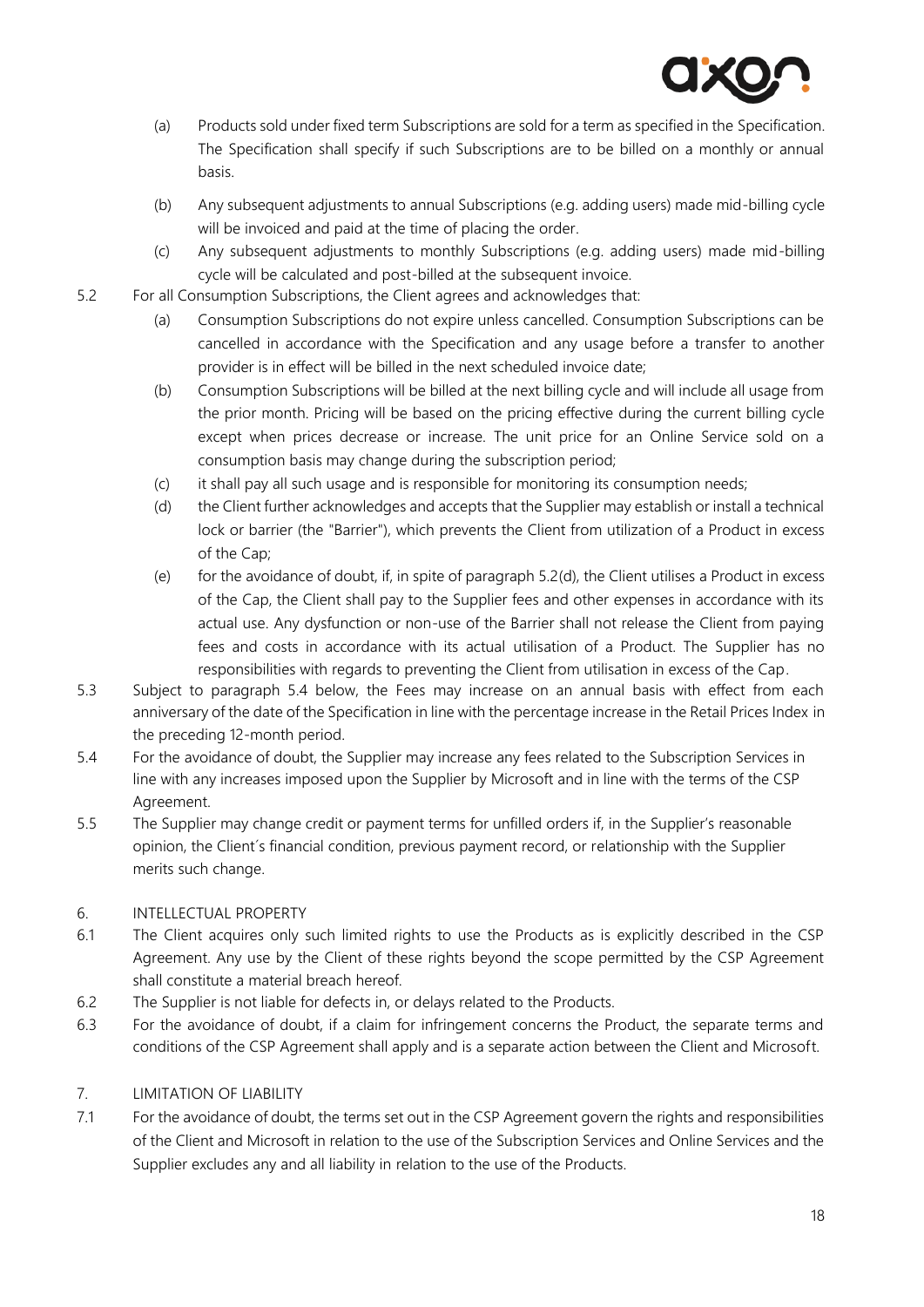(a) Products sold under fixed term Subscriptions are sold for a term as specified in the Specification. The Specification shall specify if such Subscriptions are to be billed on a monthly or annual basis.

(b) Any subsequent adjustments to annual Subscriptions (e.g. adding users) made mid-billing cycle will be invoiced and paid at the time of placing the order.

(c) Any subsequent adjustments to monthly Subscriptions (e.g. adding users) made mid-billing cycle will be calculated and post-billed at the subsequent invoice.

5.2 For all Consumption Subscriptions, the Client agrees and acknowledges that:

(a) Consumption Subscriptions do not expire unless cancelled. Consumption Subscriptions can be cancelled in accordance with the Specification and any usage before a transfer to another provider is in effect will be billed in the next scheduled invoice date;

(b) Consumption Subscriptions will be billed at the next billing cycle and will include all usage from the prior month. Pricing will be based on the pricing effective during the current billing cycle except when prices decrease or increase. The unit price for an Online Service sold on a consumption basis may change during the subscription period;

(c) it shall pay all such usage and is responsible for monitoring its consumption needs;

(d) the Client further acknowledges and accepts that the Supplier may establish or install a technical lock or barrier (the "Barrier"), which prevents the Client from utilization of a Product in excess of the Cap;

(e) for the avoidance of doubt, if, in spite of paragraph 5.2(d), the Client utilises a Product in excess of the Cap, the Client shall pay to the Supplier fees and other expenses in accordance with its actual use. Any dysfunction or non-use of the Barrier shall not release the Client from paying fees and costs in accordance with its actual utilisation of a Product. The Supplier has no responsibilities with regards to preventing the Client from utilisation in excess of the Cap.

5.3 Subject to paragraph 5.4 below, the Fees may increase on an annual basis with effect from each anniversary of the date of the Specification in line with the percentage increase in the Retail Prices Index in the preceding 12-month period.

5.4 For the avoidance of doubt, the Supplier may increase any fees related to the Subscription Services in line with any increases imposed upon the Supplier by Microsoft and in line with the terms of the CSP Agreement.

5.5 The Supplier may change credit or payment terms for unfilled orders if, in the Supplier's reasonable opinion, the Client´s financial condition, previous payment record, or relationship with the Supplier merits such change.

6. INTELLECTUAL PROPERTY

6.1 The Client acquires only such limited rights to use the Products as is explicitly described in the CSP Agreement. Any use by the Client of these rights beyond the scope permitted by the CSP Agreement shall constitute a material breach hereof.

6.2 The Supplier is not liable for defects in, or delays related to the Products.

6.3 For the avoidance of doubt, if a claim for infringement concerns the Product, the separate terms and conditions of the CSP Agreement shall apply and is a separate action between the Client and Microsoft.

7. LIMITATION OF LIABILITY

7.1 For the avoidance of doubt, the terms set out in the CSP Agreement govern the rights and responsibilities of the Client and Microsoft in relation to the use of the Subscription Services and Online Services and the Supplier excludes any and all liability in relation to the use of the Products.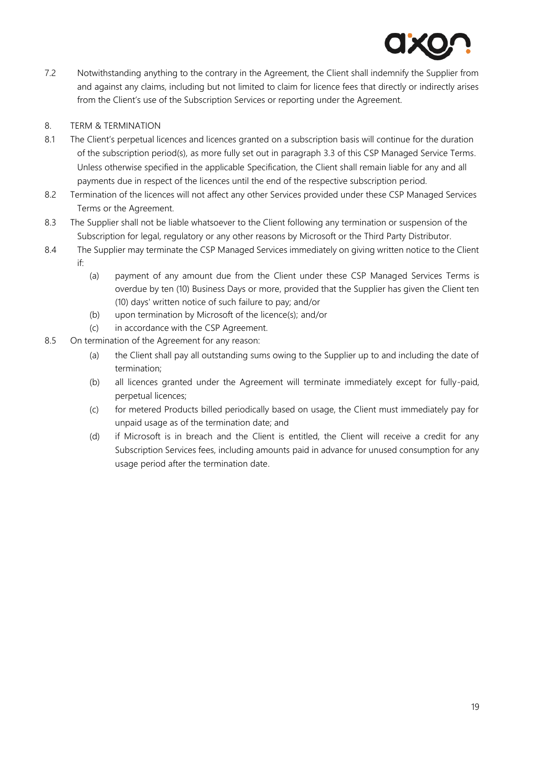7.2 Notwithstanding anything to the contrary in the Agreement, the Client shall indemnify the Supplier from and against any claims, including but not limited to claim for licence fees that directly or indirectly arises from the Client's use of the Subscription Services or reporting under the Agreement.

8. TERM & TERMINATION

8.1 The Client's perpetual licences and licences granted on a subscription basis will continue for the duration of the subscription period(s), as more fully set out in paragraph 3.3 of this CSP Managed Service Terms. Unless otherwise specified in the applicable Specification, the Client shall remain liable for any and all payments due in respect of the licences until the end of the respective subscription period.

8.2 Termination of the licences will not affect any other Services provided under these CSP Managed Services Terms or the Agreement.

8.3 The Supplier shall not be liable whatsoever to the Client following any termination or suspension of the Subscription for legal, regulatory or any other reasons by Microsoft or the Third Party Distributor.

8.4 The Supplier may terminate the CSP Managed Services immediately on giving written notice to the Client if:

(a) payment of any amount due from the Client under these CSP Managed Services Terms is overdue by ten (10) Business Days or more, provided that the Supplier has given the Client ten (10) days' written notice of such failure to pay; and/or

(b) upon termination by Microsoft of the licence(s); and/or

(c) in accordance with the CSP Agreement.

8.5 On termination of the Agreement for any reason:

(a) the Client shall pay all outstanding sums owing to the Supplier up to and including the date of termination;

(b) all licences granted under the Agreement will terminate immediately except for fully-paid, perpetual licences;

(c) for metered Products billed periodically based on usage, the Client must immediately pay for unpaid usage as of the termination date; and

(d) if Microsoft is in breach and the Client is entitled, the Client will receive a credit for any Subscription Services fees, including amounts paid in advance for unused consumption for any usage period after the termination date.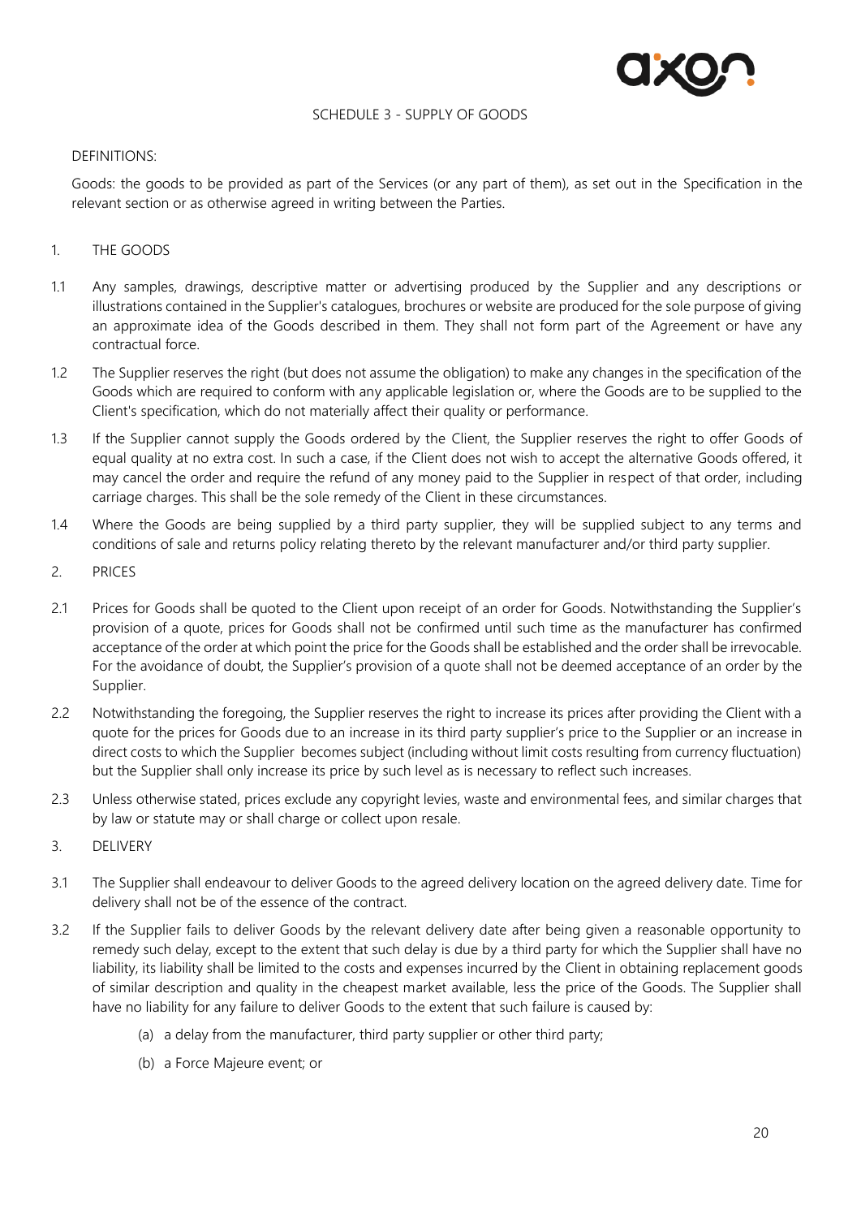## SCHEDULE 3 - SUPPLY OF GOODS

DEFINITIONS:

Goods: the goods to be provided as part of the Services (or any part of them), as set out in the Specification in the relevant section or as otherwise agreed in writing between the Parties.

1. THE GOODS

1.1 Any samples, drawings, descriptive matter or advertising produced by the Supplier and any descriptions or illustrations contained in the Supplier's catalogues, brochures or website are produced for the sole purpose of giving an approximate idea of the Goods described in them. They shall not form part of the Agreement or have any contractual force.

1.2 The Supplier reserves the right (but does not assume the obligation) to make any changes in the specification of the Goods which are required to conform with any applicable legislation or, where the Goods are to be supplied to the Client's specification, which do not materially affect their quality or performance.

1.3 If the Supplier cannot supply the Goods ordered by the Client, the Supplier reserves the right to offer Goods of equal quality at no extra cost. In such a case, if the Client does not wish to accept the alternative Goods offered, it may cancel the order and require the refund of any money paid to the Supplier in respect of that order, including carriage charges. This shall be the sole remedy of the Client in these circumstances.

1.4 Where the Goods are being supplied by a third party supplier, they will be supplied subject to any terms and conditions of sale and returns policy relating thereto by the relevant manufacturer and/or third party supplier.

2. PRICES

2.1 Prices for Goods shall be quoted to the Client upon receipt of an order for Goods. Notwithstanding the Supplier's provision of a quote, prices for Goods shall not be confirmed until such time as the manufacturer has confirmed acceptance of the order at which point the price for the Goods shall be established and the order shall be irrevocable. For the avoidance of doubt, the Supplier's provision of a quote shall not be deemed acceptance of an order by the Supplier.

2.2 Notwithstanding the foregoing, the Supplier reserves the right to increase its prices after providing the Client with a quote for the prices for Goods due to an increase in its third party supplier's price to the Supplier or an increase in direct costs to which the Supplier becomes subject (including without limit costs resulting from currency fluctuation) but the Supplier shall only increase its price by such level as is necessary to reflect such increases.

2.3 Unless otherwise stated, prices exclude any copyright levies, waste and environmental fees, and similar charges that by law or statute may or shall charge or collect upon resale.

3. DELIVERY

3.1 The Supplier shall endeavour to deliver Goods to the agreed delivery location on the agreed delivery date. Time for delivery shall not be of the essence of the contract.

3.2 If the Supplier fails to deliver Goods by the relevant delivery date after being given a reasonable opportunity to remedy such delay, except to the extent that such delay is due by a third party for which the Supplier shall have no liability, its liability shall be limited to the costs and expenses incurred by the Client in obtaining replacement goods of similar description and quality in the cheapest market available, less the price of the Goods. The Supplier shall have no liability for any failure to deliver Goods to the extent that such failure is caused by:

    (a) a delay from the manufacturer, third party supplier or other third party;

    (b) a Force Majeure event; or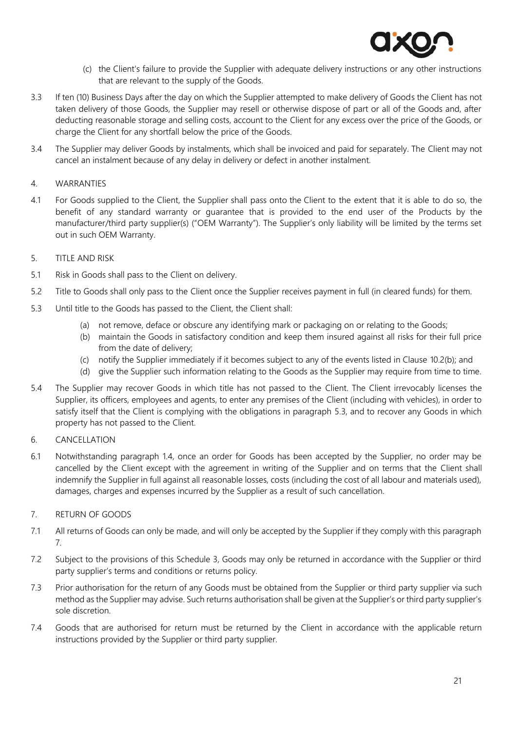(c) the Client's failure to provide the Supplier with adequate delivery instructions or any other instructions that are relevant to the supply of the Goods.

3.3 If ten (10) Business Days after the day on which the Supplier attempted to make delivery of Goods the Client has not taken delivery of those Goods, the Supplier may resell or otherwise dispose of part or all of the Goods and, after deducting reasonable storage and selling costs, account to the Client for any excess over the price of the Goods, or charge the Client for any shortfall below the price of the Goods.

3.4 The Supplier may deliver Goods by instalments, which shall be invoiced and paid for separately. The Client may not cancel an instalment because of any delay in delivery or defect in another instalment.

4. WARRANTIES

4.1 For Goods supplied to the Client, the Supplier shall pass onto the Client to the extent that it is able to do so, the benefit of any standard warranty or guarantee that is provided to the end user of the Products by the manufacturer/third party supplier(s) ("OEM Warranty"). The Supplier's only liability will be limited by the terms set out in such OEM Warranty.

5. TITLE AND RISK

5.1 Risk in Goods shall pass to the Client on delivery.

5.2 Title to Goods shall only pass to the Client once the Supplier receives payment in full (in cleared funds) for them.

5.3 Until title to the Goods has passed to the Client, the Client shall:

(a) not remove, deface or obscure any identifying mark or packaging on or relating to the Goods;
(b) maintain the Goods in satisfactory condition and keep them insured against all risks for their full price from the date of delivery;
(c) notify the Supplier immediately if it becomes subject to any of the events listed in Clause 10.2(b); and
(d) give the Supplier such information relating to the Goods as the Supplier may require from time to time.

5.4 The Supplier may recover Goods in which title has not passed to the Client. The Client irrevocably licenses the Supplier, its officers, employees and agents, to enter any premises of the Client (including with vehicles), in order to satisfy itself that the Client is complying with the obligations in paragraph 5.3, and to recover any Goods in which property has not passed to the Client.

6. CANCELLATION

6.1 Notwithstanding paragraph 1.4, once an order for Goods has been accepted by the Supplier, no order may be cancelled by the Client except with the agreement in writing of the Supplier and on terms that the Client shall indemnify the Supplier in full against all reasonable losses, costs (including the cost of all labour and materials used), damages, charges and expenses incurred by the Supplier as a result of such cancellation.

7. RETURN OF GOODS

7.1 All returns of Goods can only be made, and will only be accepted by the Supplier if they comply with this paragraph 7.

7.2 Subject to the provisions of this Schedule 3, Goods may only be returned in accordance with the Supplier or third party supplier's terms and conditions or returns policy.

7.3 Prior authorisation for the return of any Goods must be obtained from the Supplier or third party supplier via such method as the Supplier may advise. Such returns authorisation shall be given at the Supplier's or third party supplier's sole discretion.

7.4 Goods that are authorised for return must be returned by the Client in accordance with the applicable return instructions provided by the Supplier or third party supplier.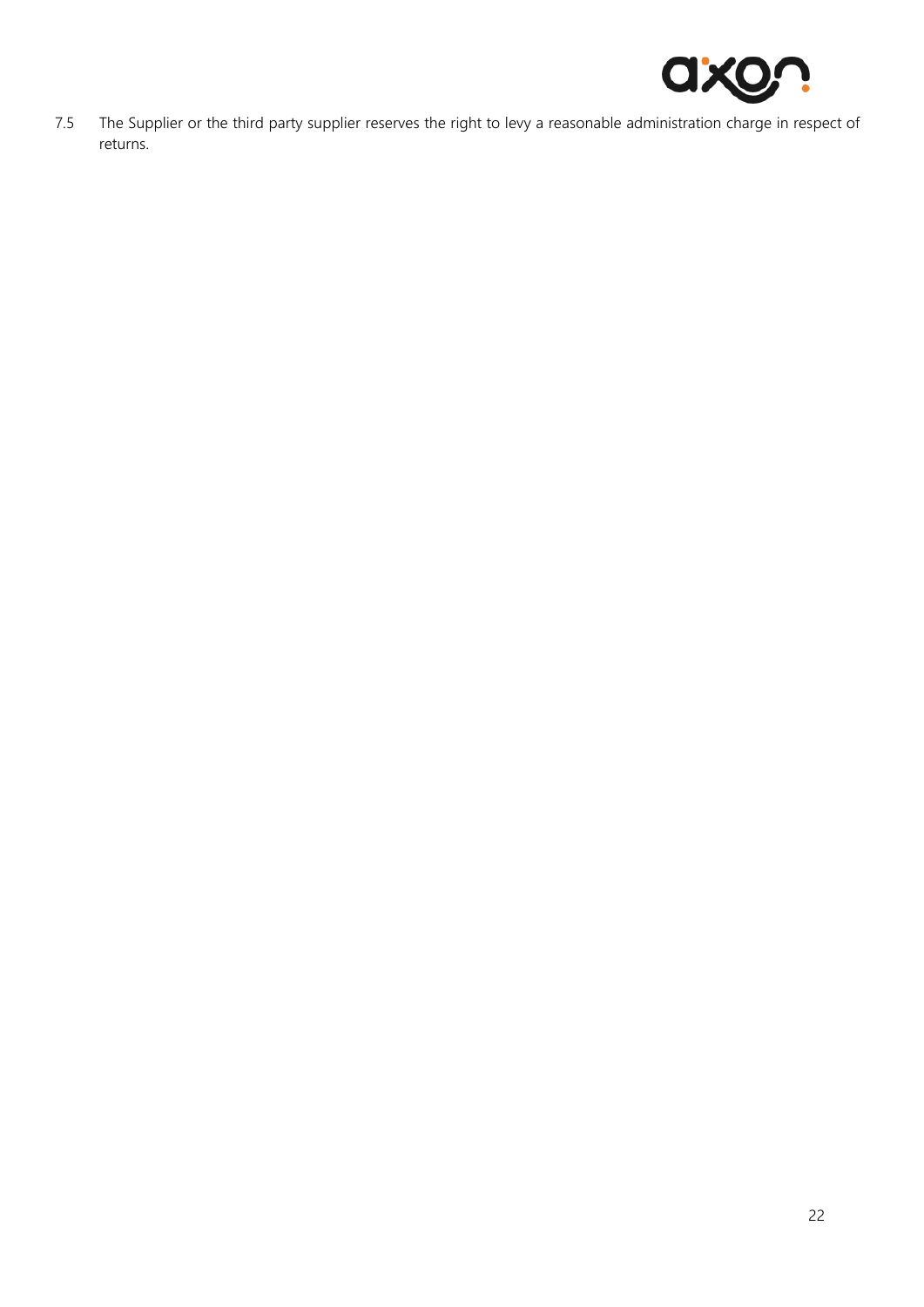7.5 The Supplier or the third party supplier reserves the right to levy a reasonable administration charge in respect of returns.